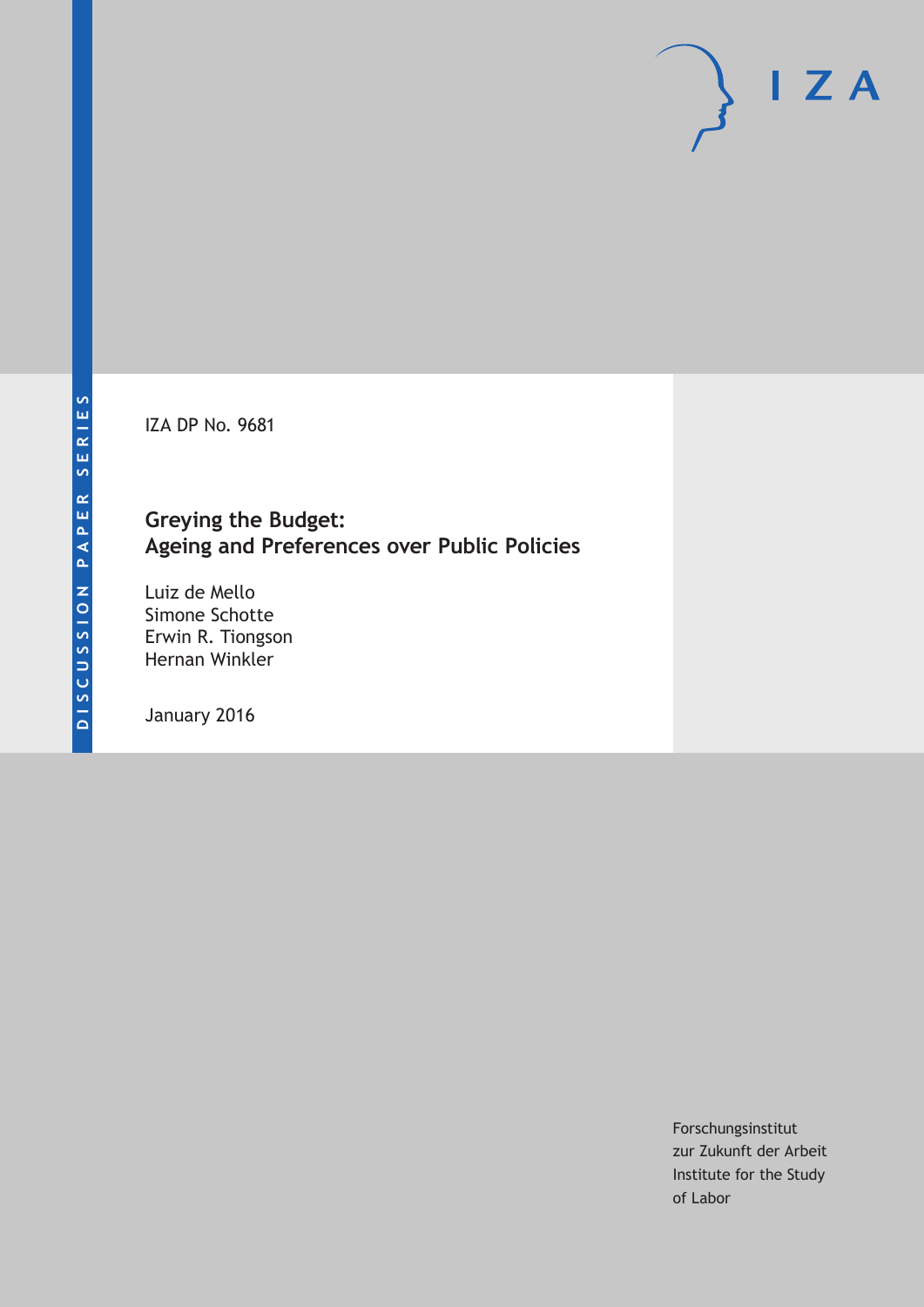IZA DP No. 9681

# Greying the Budget: Ageing and Preferences over Public Policies

Luiz de Mello  
Simone Schotte  
Erwin R. Tiongson  
Hernan Winkler

January 2016

DISCUSSION PAPER SERIES

IZA

Forschungsinstitut zur Zukunft der Arbeit  
Institute for the Study of Labor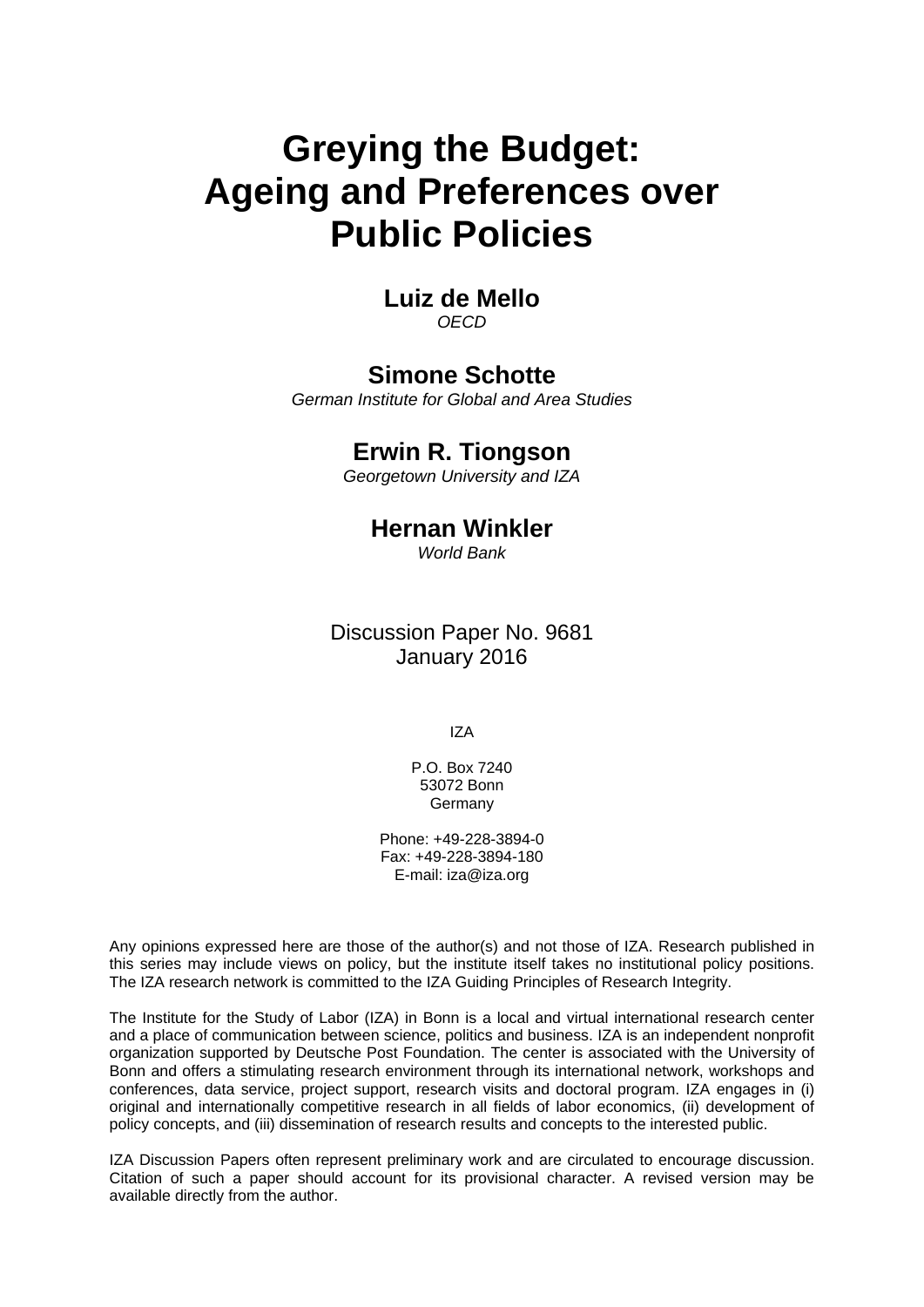# Greying the Budget: Ageing and Preferences over Public Policies

**Luiz de Mello**
*OECD*

**Simone Schotte**
*German Institute for Global and Area Studies*

**Erwin R. Tiongson**
*Georgetown University and IZA*

**Hernan Winkler**
*World Bank*

Discussion Paper No. 9681
January 2016

IZA

P.O. Box 7240
53072 Bonn
Germany

Phone: +49-228-3894-0
Fax: +49-228-3894-180
E-mail: iza@iza.org

Any opinions expressed here are those of the author(s) and not those of IZA. Research published in this series may include views on policy, but the institute itself takes no institutional policy positions. The IZA research network is committed to the IZA Guiding Principles of Research Integrity.

The Institute for the Study of Labor (IZA) in Bonn is a local and virtual international research center and a place of communication between science, politics and business. IZA is an independent nonprofit organization supported by Deutsche Post Foundation. The center is associated with the University of Bonn and offers a stimulating research environment through its international network, workshops and conferences, data service, project support, research visits and doctoral program. IZA engages in (i) original and internationally competitive research in all fields of labor economics, (ii) development of policy concepts, and (iii) dissemination of research results and concepts to the interested public.

IZA Discussion Papers often represent preliminary work and are circulated to encourage discussion. Citation of such a paper should account for its provisional character. A revised version may be available directly from the author.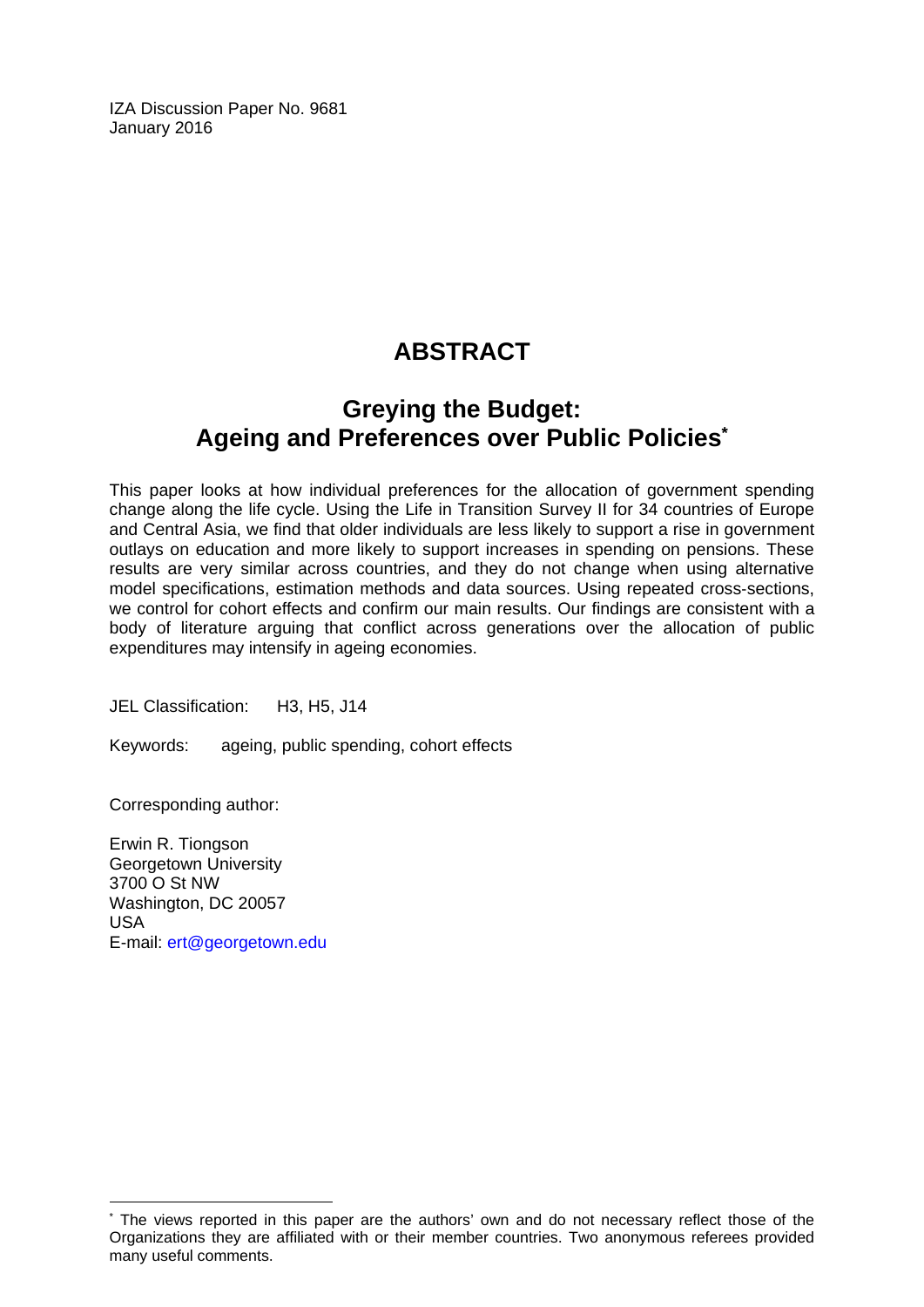IZA Discussion Paper No. 9681
January 2016

# ABSTRACT

## Greying the Budget: Ageing and Preferences over Public Policies*

This paper looks at how individual preferences for the allocation of government spending change along the life cycle. Using the Life in Transition Survey II for 34 countries of Europe and Central Asia, we find that older individuals are less likely to support a rise in government outlays on education and more likely to support increases in spending on pensions. These results are very similar across countries, and they do not change when using alternative model specifications, estimation methods and data sources. Using repeated cross-sections, we control for cohort effects and confirm our main results. Our findings are consistent with a body of literature arguing that conflict across generations over the allocation of public expenditures may intensify in ageing economies.

JEL Classification: H3, H5, J14

Keywords: ageing, public spending, cohort effects

Corresponding author:

Erwin R. Tiongson
Georgetown University
3700 O St NW
Washington, DC 20057
USA
E-mail: ert@georgetown.edu

---

* The views reported in this paper are the authors' own and do not necessary reflect those of the Organizations they are affiliated with or their member countries. Two anonymous referees provided many useful comments.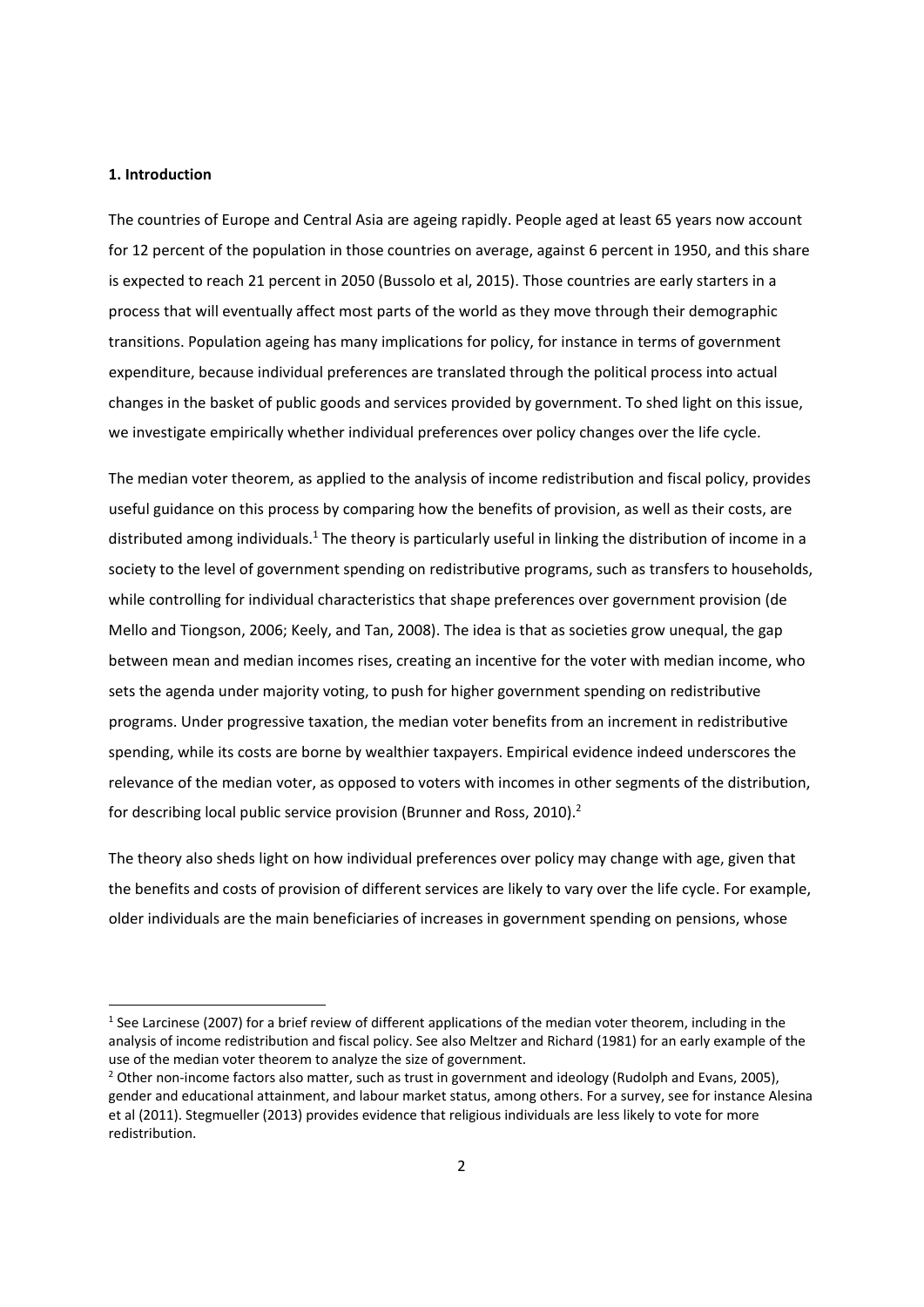## 1. Introduction

The countries of Europe and Central Asia are ageing rapidly. People aged at least 65 years now account for 12 percent of the population in those countries on average, against 6 percent in 1950, and this share is expected to reach 21 percent in 2050 (Bussolo et al, 2015). Those countries are early starters in a process that will eventually affect most parts of the world as they move through their demographic transitions. Population ageing has many implications for policy, for instance in terms of government expenditure, because individual preferences are translated through the political process into actual changes in the basket of public goods and services provided by government. To shed light on this issue, we investigate empirically whether individual preferences over policy changes over the life cycle.

The median voter theorem, as applied to the analysis of income redistribution and fiscal policy, provides useful guidance on this process by comparing how the benefits of provision, as well as their costs, are distributed among individuals.[1] The theory is particularly useful in linking the distribution of income in a society to the level of government spending on redistributive programs, such as transfers to households, while controlling for individual characteristics that shape preferences over government provision (de Mello and Tiongson, 2006; Keely, and Tan, 2008). The idea is that as societies grow unequal, the gap between mean and median incomes rises, creating an incentive for the voter with median income, who sets the agenda under majority voting, to push for higher government spending on redistributive programs. Under progressive taxation, the median voter benefits from an increment in redistributive spending, while its costs are borne by wealthier taxpayers. Empirical evidence indeed underscores the relevance of the median voter, as opposed to voters with incomes in other segments of the distribution, for describing local public service provision (Brunner and Ross, 2010).[2]

The theory also sheds light on how individual preferences over policy may change with age, given that the benefits and costs of provision of different services are likely to vary over the life cycle. For example, older individuals are the main beneficiaries of increases in government spending on pensions, whose

---

[1] See Larcinese (2007) for a brief review of different applications of the median voter theorem, including in the analysis of income redistribution and fiscal policy. See also Meltzer and Richard (1981) for an early example of the use of the median voter theorem to analyze the size of government.

[2] Other non-income factors also matter, such as trust in government and ideology (Rudolph and Evans, 2005), gender and educational attainment, and labour market status, among others. For a survey, see for instance Alesina et al (2011). Stegmueller (2013) provides evidence that religious individuals are less likely to vote for more redistribution.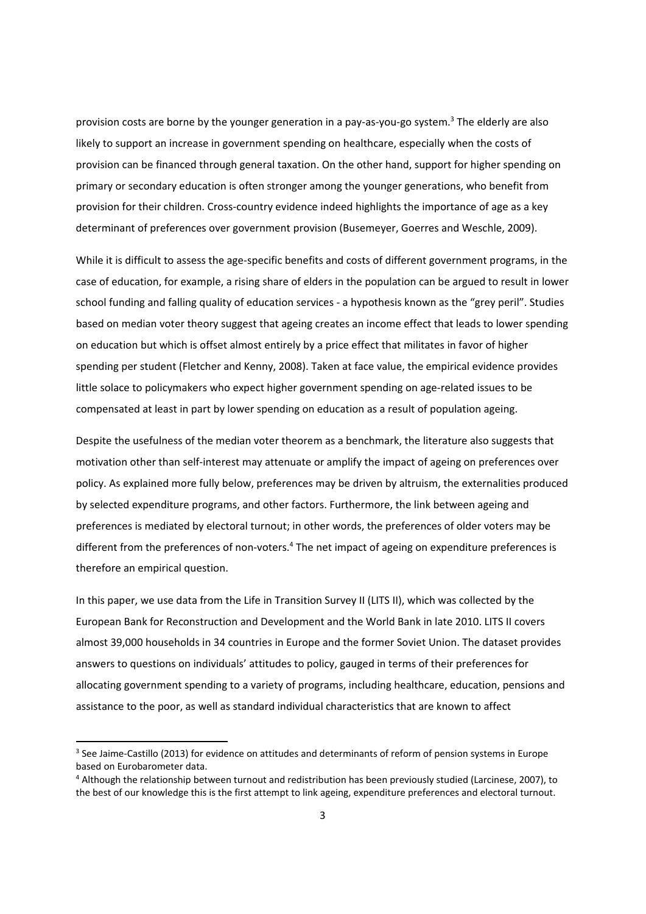provision costs are borne by the younger generation in a pay-as-you-go system.[3] The elderly are also likely to support an increase in government spending on healthcare, especially when the costs of provision can be financed through general taxation. On the other hand, support for higher spending on primary or secondary education is often stronger among the younger generations, who benefit from provision for their children. Cross-country evidence indeed highlights the importance of age as a key determinant of preferences over government provision (Busemeyer, Goerres and Weschle, 2009).

While it is difficult to assess the age-specific benefits and costs of different government programs, in the case of education, for example, a rising share of elders in the population can be argued to result in lower school funding and falling quality of education services - a hypothesis known as the "grey peril". Studies based on median voter theory suggest that ageing creates an income effect that leads to lower spending on education but which is offset almost entirely by a price effect that militates in favor of higher spending per student (Fletcher and Kenny, 2008). Taken at face value, the empirical evidence provides little solace to policymakers who expect higher government spending on age-related issues to be compensated at least in part by lower spending on education as a result of population ageing.

Despite the usefulness of the median voter theorem as a benchmark, the literature also suggests that motivation other than self-interest may attenuate or amplify the impact of ageing on preferences over policy. As explained more fully below, preferences may be driven by altruism, the externalities produced by selected expenditure programs, and other factors. Furthermore, the link between ageing and preferences is mediated by electoral turnout; in other words, the preferences of older voters may be different from the preferences of non-voters.[4] The net impact of ageing on expenditure preferences is therefore an empirical question.

In this paper, we use data from the Life in Transition Survey II (LITS II), which was collected by the European Bank for Reconstruction and Development and the World Bank in late 2010. LITS II covers almost 39,000 households in 34 countries in Europe and the former Soviet Union. The dataset provides answers to questions on individuals' attitudes to policy, gauged in terms of their preferences for allocating government spending to a variety of programs, including healthcare, education, pensions and assistance to the poor, as well as standard individual characteristics that are known to affect

[3] See Jaime-Castillo (2013) for evidence on attitudes and determinants of reform of pension systems in Europe based on Eurobarometer data.

[4] Although the relationship between turnout and redistribution has been previously studied (Larcinese, 2007), to the best of our knowledge this is the first attempt to link ageing, expenditure preferences and electoral turnout.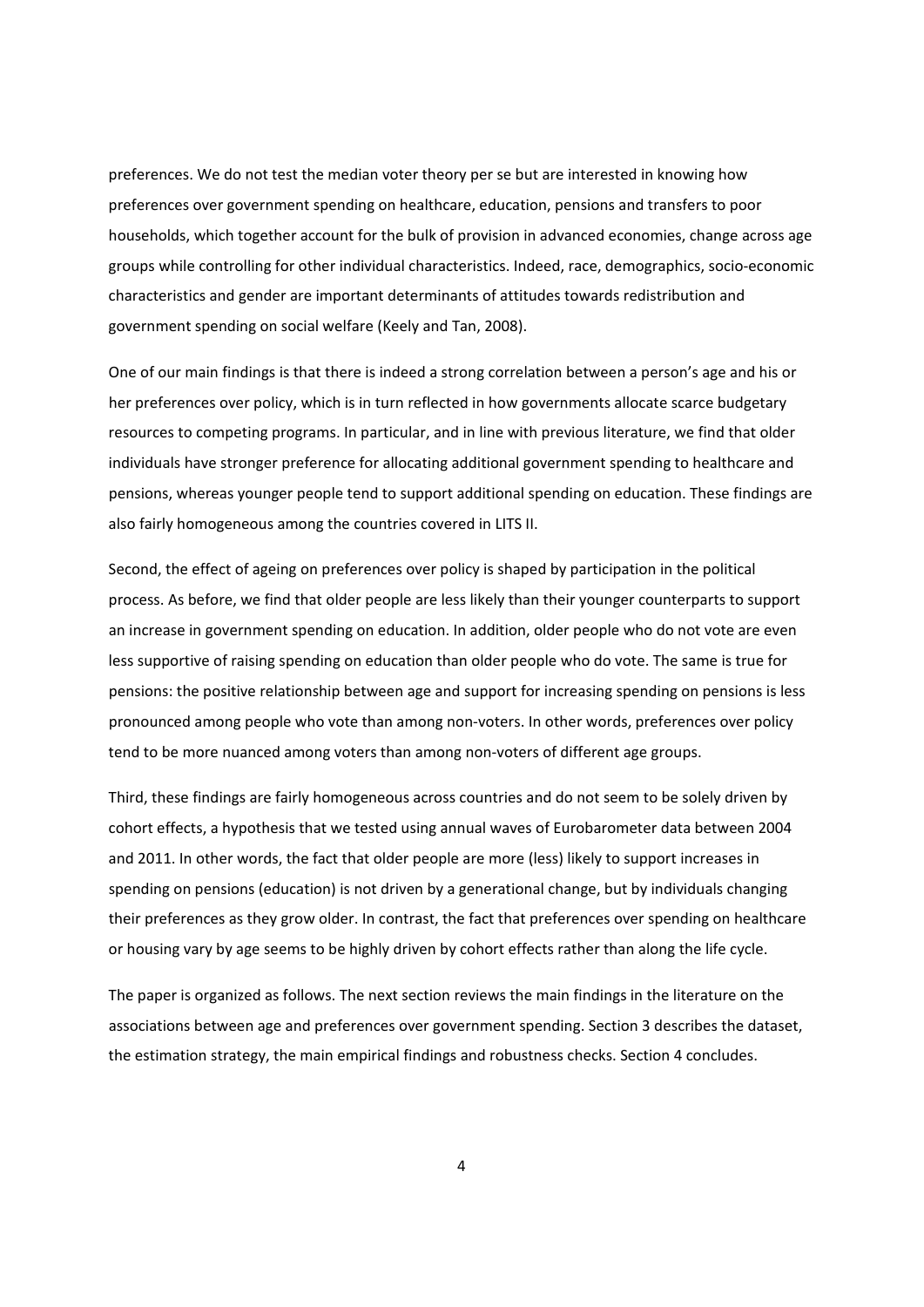preferences. We do not test the median voter theory per se but are interested in knowing how preferences over government spending on healthcare, education, pensions and transfers to poor households, which together account for the bulk of provision in advanced economies, change across age groups while controlling for other individual characteristics. Indeed, race, demographics, socio-economic characteristics and gender are important determinants of attitudes towards redistribution and government spending on social welfare (Keely and Tan, 2008).

One of our main findings is that there is indeed a strong correlation between a person's age and his or her preferences over policy, which is in turn reflected in how governments allocate scarce budgetary resources to competing programs. In particular, and in line with previous literature, we find that older individuals have stronger preference for allocating additional government spending to healthcare and pensions, whereas younger people tend to support additional spending on education. These findings are also fairly homogeneous among the countries covered in LITS II.

Second, the effect of ageing on preferences over policy is shaped by participation in the political process. As before, we find that older people are less likely than their younger counterparts to support an increase in government spending on education. In addition, older people who do not vote are even less supportive of raising spending on education than older people who do vote. The same is true for pensions: the positive relationship between age and support for increasing spending on pensions is less pronounced among people who vote than among non-voters. In other words, preferences over policy tend to be more nuanced among voters than among non-voters of different age groups.

Third, these findings are fairly homogeneous across countries and do not seem to be solely driven by cohort effects, a hypothesis that we tested using annual waves of Eurobarometer data between 2004 and 2011. In other words, the fact that older people are more (less) likely to support increases in spending on pensions (education) is not driven by a generational change, but by individuals changing their preferences as they grow older. In contrast, the fact that preferences over spending on healthcare or housing vary by age seems to be highly driven by cohort effects rather than along the life cycle.

The paper is organized as follows. The next section reviews the main findings in the literature on the associations between age and preferences over government spending. Section 3 describes the dataset, the estimation strategy, the main empirical findings and robustness checks. Section 4 concludes.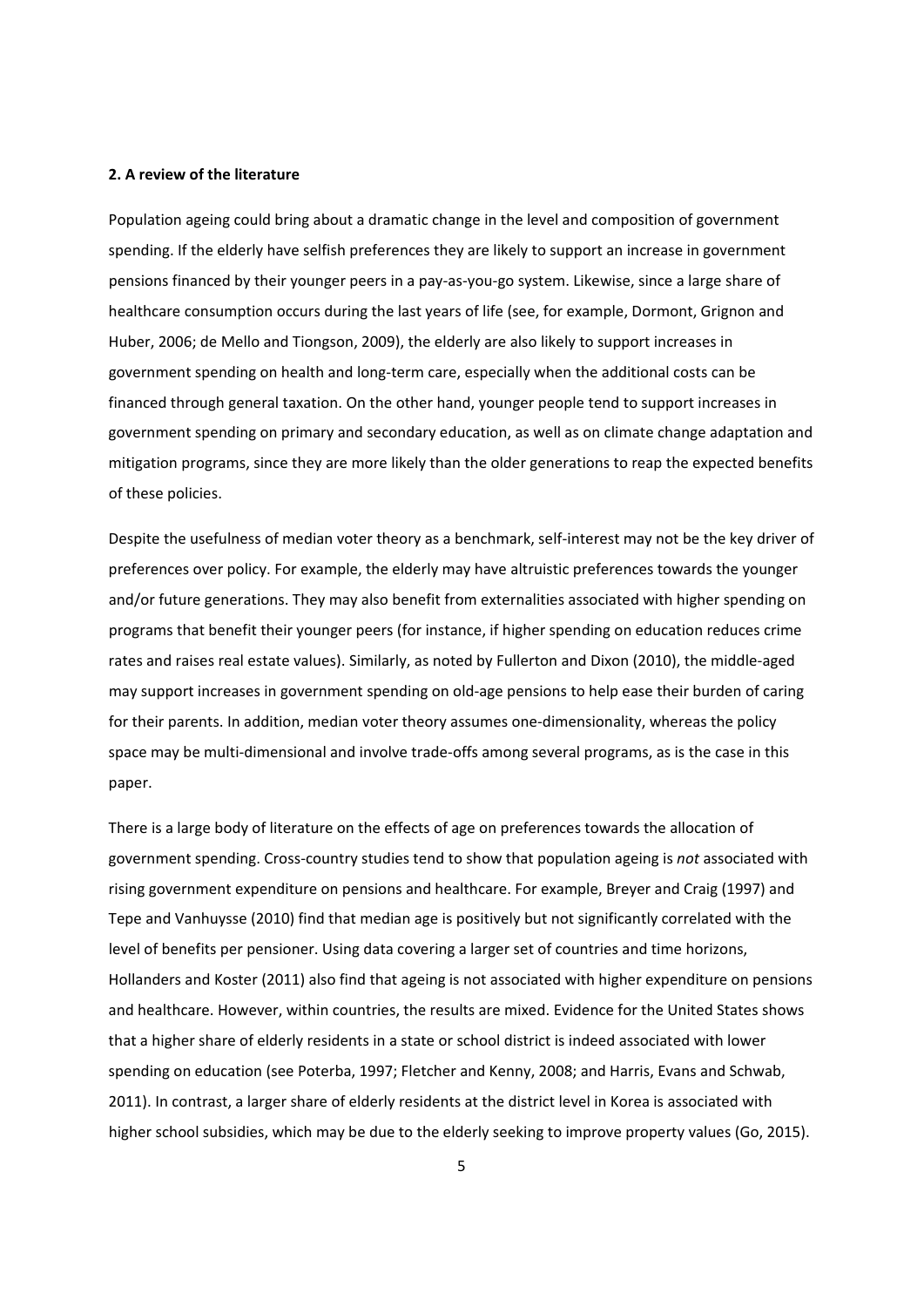## 2. A review of the literature

Population ageing could bring about a dramatic change in the level and composition of government spending. If the elderly have selfish preferences they are likely to support an increase in government pensions financed by their younger peers in a pay-as-you-go system. Likewise, since a large share of healthcare consumption occurs during the last years of life (see, for example, Dormont, Grignon and Huber, 2006; de Mello and Tiongson, 2009), the elderly are also likely to support increases in government spending on health and long-term care, especially when the additional costs can be financed through general taxation. On the other hand, younger people tend to support increases in government spending on primary and secondary education, as well as on climate change adaptation and mitigation programs, since they are more likely than the older generations to reap the expected benefits of these policies.

Despite the usefulness of median voter theory as a benchmark, self-interest may not be the key driver of preferences over policy. For example, the elderly may have altruistic preferences towards the younger and/or future generations. They may also benefit from externalities associated with higher spending on programs that benefit their younger peers (for instance, if higher spending on education reduces crime rates and raises real estate values). Similarly, as noted by Fullerton and Dixon (2010), the middle-aged may support increases in government spending on old-age pensions to help ease their burden of caring for their parents. In addition, median voter theory assumes one-dimensionality, whereas the policy space may be multi-dimensional and involve trade-offs among several programs, as is the case in this paper.

There is a large body of literature on the effects of age on preferences towards the allocation of government spending. Cross-country studies tend to show that population ageing is *not* associated with rising government expenditure on pensions and healthcare. For example, Breyer and Craig (1997) and Tepe and Vanhuysse (2010) find that median age is positively but not significantly correlated with the level of benefits per pensioner. Using data covering a larger set of countries and time horizons, Hollanders and Koster (2011) also find that ageing is not associated with higher expenditure on pensions and healthcare. However, within countries, the results are mixed. Evidence for the United States shows that a higher share of elderly residents in a state or school district is indeed associated with lower spending on education (see Poterba, 1997; Fletcher and Kenny, 2008; and Harris, Evans and Schwab, 2011). In contrast, a larger share of elderly residents at the district level in Korea is associated with higher school subsidies, which may be due to the elderly seeking to improve property values (Go, 2015).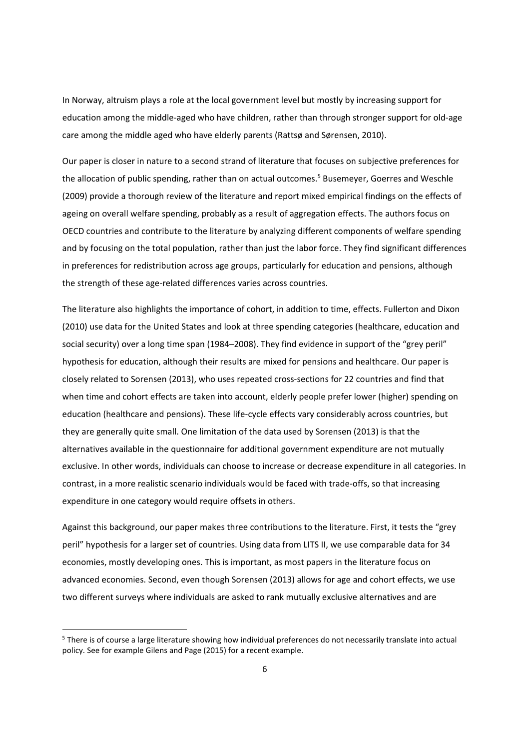In Norway, altruism plays a role at the local government level but mostly by increasing support for education among the middle-aged who have children, rather than through stronger support for old-age care among the middle aged who have elderly parents (Rattsø and Sørensen, 2010).

Our paper is closer in nature to a second strand of literature that focuses on subjective preferences for the allocation of public spending, rather than on actual outcomes.[5] Busemeyer, Goerres and Weschle (2009) provide a thorough review of the literature and report mixed empirical findings on the effects of ageing on overall welfare spending, probably as a result of aggregation effects. The authors focus on OECD countries and contribute to the literature by analyzing different components of welfare spending and by focusing on the total population, rather than just the labor force. They find significant differences in preferences for redistribution across age groups, particularly for education and pensions, although the strength of these age-related differences varies across countries.

The literature also highlights the importance of cohort, in addition to time, effects. Fullerton and Dixon (2010) use data for the United States and look at three spending categories (healthcare, education and social security) over a long time span (1984–2008). They find evidence in support of the "grey peril" hypothesis for education, although their results are mixed for pensions and healthcare. Our paper is closely related to Sorensen (2013), who uses repeated cross-sections for 22 countries and find that when time and cohort effects are taken into account, elderly people prefer lower (higher) spending on education (healthcare and pensions). These life-cycle effects vary considerably across countries, but they are generally quite small. One limitation of the data used by Sorensen (2013) is that the alternatives available in the questionnaire for additional government expenditure are not mutually exclusive. In other words, individuals can choose to increase or decrease expenditure in all categories. In contrast, in a more realistic scenario individuals would be faced with trade-offs, so that increasing expenditure in one category would require offsets in others.

Against this background, our paper makes three contributions to the literature. First, it tests the "grey peril" hypothesis for a larger set of countries. Using data from LITS II, we use comparable data for 34 economies, mostly developing ones. This is important, as most papers in the literature focus on advanced economies. Second, even though Sorensen (2013) allows for age and cohort effects, we use two different surveys where individuals are asked to rank mutually exclusive alternatives and are

[5] There is of course a large literature showing how individual preferences do not necessarily translate into actual policy. See for example Gilens and Page (2015) for a recent example.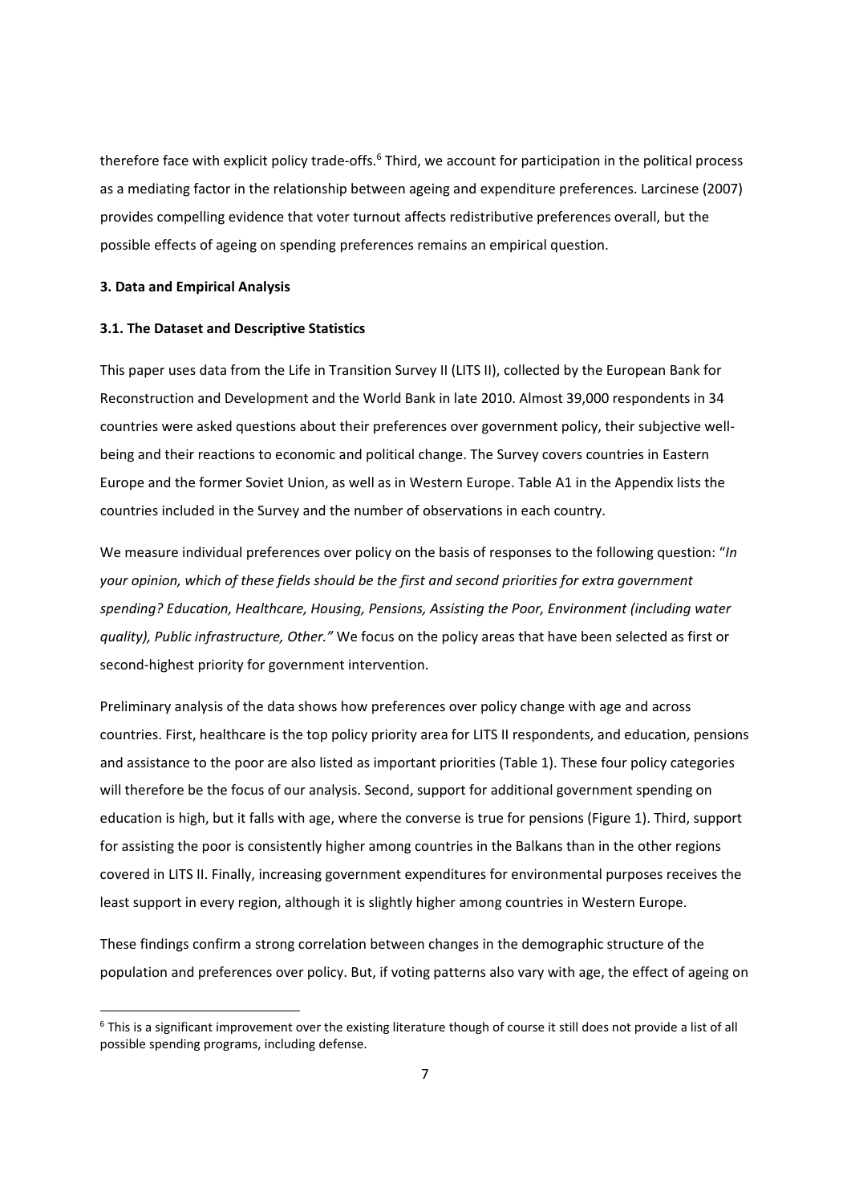therefore face with explicit policy trade-offs.[6] Third, we account for participation in the political process as a mediating factor in the relationship between ageing and expenditure preferences. Larcinese (2007) provides compelling evidence that voter turnout affects redistributive preferences overall, but the possible effects of ageing on spending preferences remains an empirical question.

## 3. Data and Empirical Analysis

### 3.1. The Dataset and Descriptive Statistics

This paper uses data from the Life in Transition Survey II (LITS II), collected by the European Bank for Reconstruction and Development and the World Bank in late 2010. Almost 39,000 respondents in 34 countries were asked questions about their preferences over government policy, their subjective well-being and their reactions to economic and political change. The Survey covers countries in Eastern Europe and the former Soviet Union, as well as in Western Europe. Table A1 in the Appendix lists the countries included in the Survey and the number of observations in each country.

We measure individual preferences over policy on the basis of responses to the following question: "*In your opinion, which of these fields should be the first and second priorities for extra government spending? Education, Healthcare, Housing, Pensions, Assisting the Poor, Environment (including water quality), Public infrastructure, Other."* We focus on the policy areas that have been selected as first or second-highest priority for government intervention.

Preliminary analysis of the data shows how preferences over policy change with age and across countries. First, healthcare is the top policy priority area for LITS II respondents, and education, pensions and assistance to the poor are also listed as important priorities (Table 1). These four policy categories will therefore be the focus of our analysis. Second, support for additional government spending on education is high, but it falls with age, where the converse is true for pensions (Figure 1). Third, support for assisting the poor is consistently higher among countries in the Balkans than in the other regions covered in LITS II. Finally, increasing government expenditures for environmental purposes receives the least support in every region, although it is slightly higher among countries in Western Europe.

These findings confirm a strong correlation between changes in the demographic structure of the population and preferences over policy. But, if voting patterns also vary with age, the effect of ageing on

[6] This is a significant improvement over the existing literature though of course it still does not provide a list of all possible spending programs, including defense.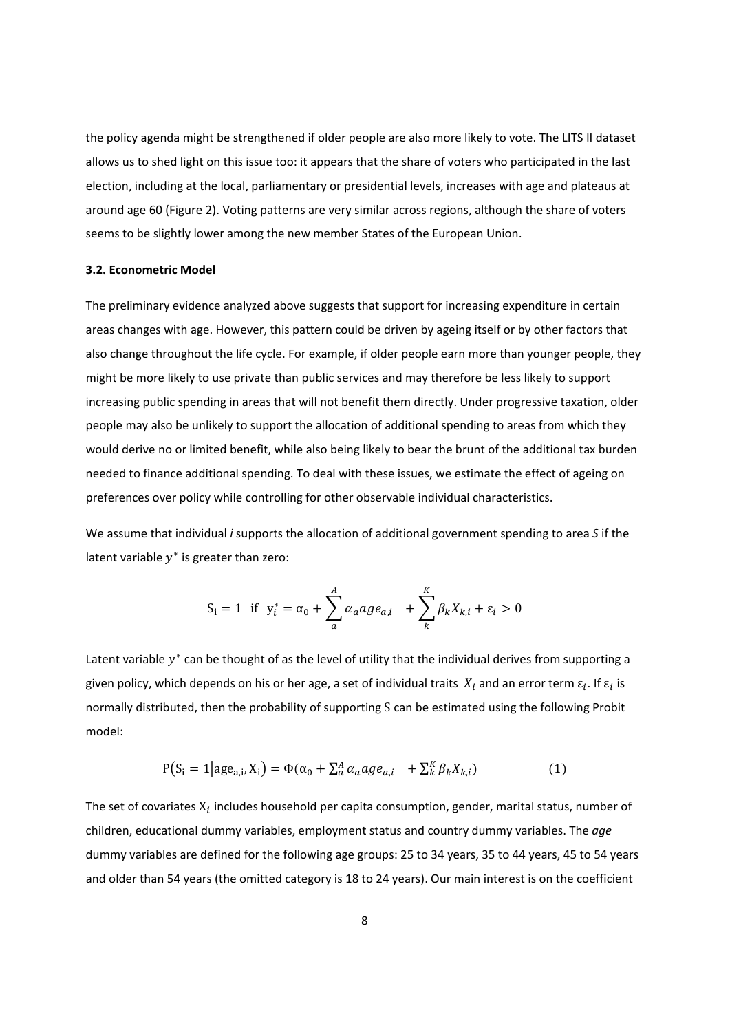the policy agenda might be strengthened if older people are also more likely to vote. The LITS II dataset allows us to shed light on this issue too: it appears that the share of voters who participated in the last election, including at the local, parliamentary or presidential levels, increases with age and plateaus at around age 60 (Figure 2). Voting patterns are very similar across regions, although the share of voters seems to be slightly lower among the new member States of the European Union.

### 3.2. Econometric Model

The preliminary evidence analyzed above suggests that support for increasing expenditure in certain areas changes with age. However, this pattern could be driven by ageing itself or by other factors that also change throughout the life cycle. For example, if older people earn more than younger people, they might be more likely to use private than public services and may therefore be less likely to support increasing public spending in areas that will not benefit them directly. Under progressive taxation, older people may also be unlikely to support the allocation of additional spending to areas from which they would derive no or limited benefit, while also being likely to bear the brunt of the additional tax burden needed to finance additional spending. To deal with these issues, we estimate the effect of ageing on preferences over policy while controlling for other observable individual characteristics.

We assume that individual *i* supports the allocation of additional government spending to area *S* if the latent variable $y^*$ is greater than zero:

$$\mathrm{S_i} = 1 \quad \text{if} \quad y_i^* = \alpha_0 + \sum_{a}^{A} \alpha_a age_{a,i} \quad + \sum_{k}^{K} \beta_k X_{k,i} + \varepsilon_i > 0$$

Latent variable $y^*$ can be thought of as the level of utility that the individual derives from supporting a given policy, which depends on his or her age, a set of individual traits $X_i$ and an error term $\varepsilon_i$. If $\varepsilon_i$ is normally distributed, then the probability of supporting S can be estimated using the following Probit model:

$$\mathrm{P}(\mathrm{S_i} = 1 | \mathrm{age_{a,i}}, \mathrm{X_i}) = \Phi(\alpha_0 + \textstyle\sum_a^A \alpha_a age_{a,i} \quad + \sum_k^K \beta_k X_{k,i}) \qquad (1)$$

The set of covariates $X_i$ includes household per capita consumption, gender, marital status, number of children, educational dummy variables, employment status and country dummy variables. The *age* dummy variables are defined for the following age groups: 25 to 34 years, 35 to 44 years, 45 to 54 years and older than 54 years (the omitted category is 18 to 24 years). Our main interest is on the coefficient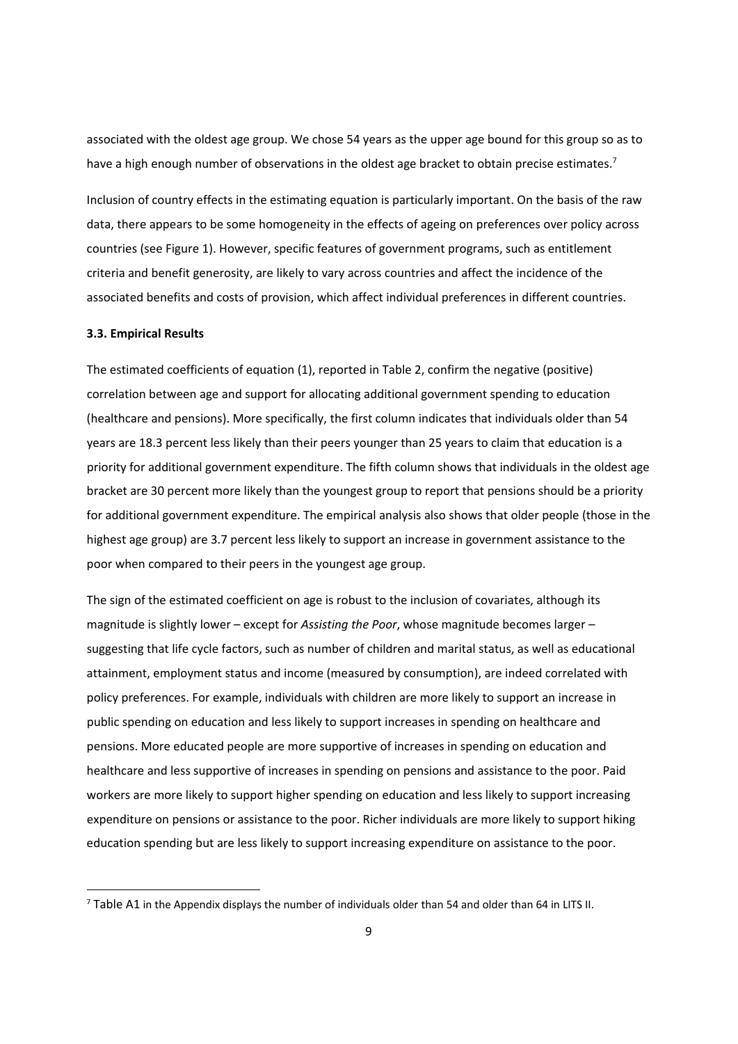associated with the oldest age group. We chose 54 years as the upper age bound for this group so as to have a high enough number of observations in the oldest age bracket to obtain precise estimates.[7]

Inclusion of country effects in the estimating equation is particularly important. On the basis of the raw data, there appears to be some homogeneity in the effects of ageing on preferences over policy across countries (see Figure 1). However, specific features of government programs, such as entitlement criteria and benefit generosity, are likely to vary across countries and affect the incidence of the associated benefits and costs of provision, which affect individual preferences in different countries.

### 3.3. Empirical Results

The estimated coefficients of equation (1), reported in Table 2, confirm the negative (positive) correlation between age and support for allocating additional government spending to education (healthcare and pensions). More specifically, the first column indicates that individuals older than 54 years are 18.3 percent less likely than their peers younger than 25 years to claim that education is a priority for additional government expenditure. The fifth column shows that individuals in the oldest age bracket are 30 percent more likely than the youngest group to report that pensions should be a priority for additional government expenditure. The empirical analysis also shows that older people (those in the highest age group) are 3.7 percent less likely to support an increase in government assistance to the poor when compared to their peers in the youngest age group.

The sign of the estimated coefficient on age is robust to the inclusion of covariates, although its magnitude is slightly lower – except for *Assisting the Poor*, whose magnitude becomes larger – suggesting that life cycle factors, such as number of children and marital status, as well as educational attainment, employment status and income (measured by consumption), are indeed correlated with policy preferences. For example, individuals with children are more likely to support an increase in public spending on education and less likely to support increases in spending on healthcare and pensions. More educated people are more supportive of increases in spending on education and healthcare and less supportive of increases in spending on pensions and assistance to the poor. Paid workers are more likely to support higher spending on education and less likely to support increasing expenditure on pensions or assistance to the poor. Richer individuals are more likely to support hiking education spending but are less likely to support increasing expenditure on assistance to the poor.

[7] Table A1 in the Appendix displays the number of individuals older than 54 and older than 64 in LITS II.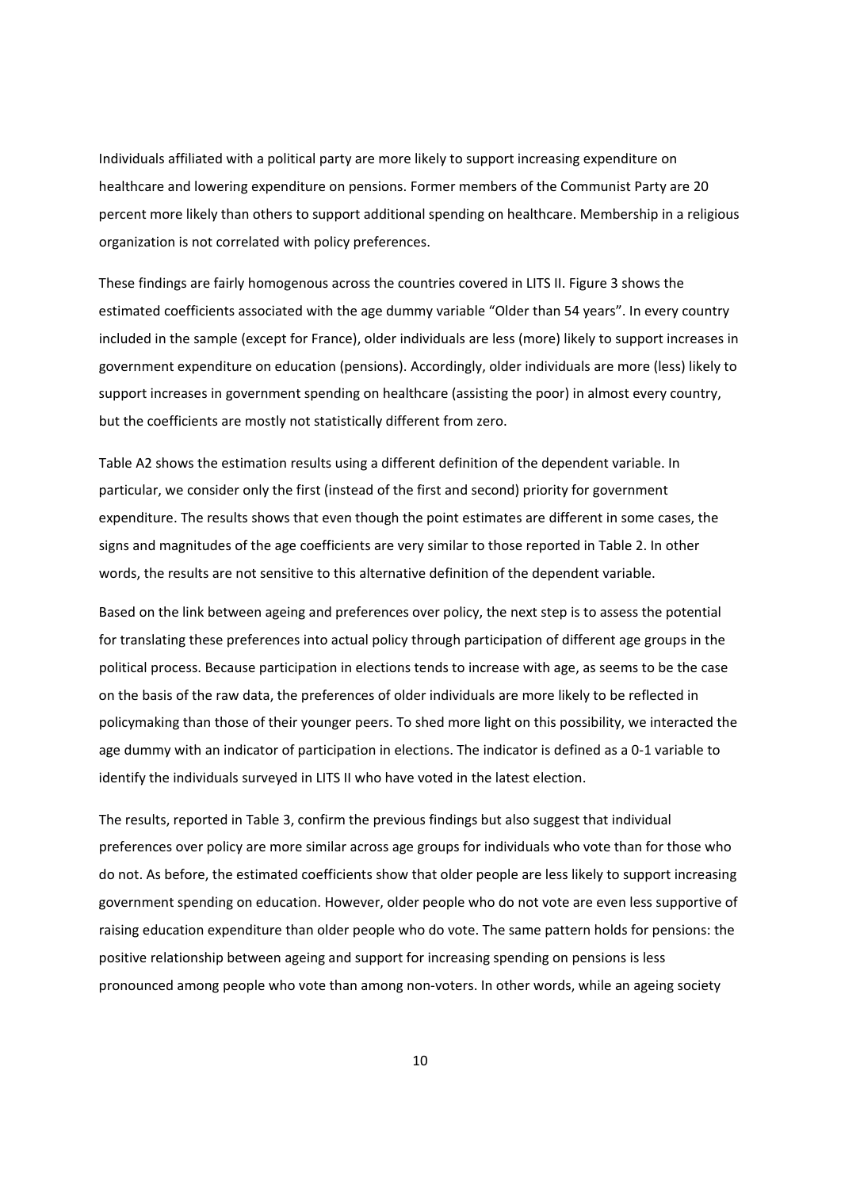Individuals affiliated with a political party are more likely to support increasing expenditure on healthcare and lowering expenditure on pensions. Former members of the Communist Party are 20 percent more likely than others to support additional spending on healthcare. Membership in a religious organization is not correlated with policy preferences.

These findings are fairly homogenous across the countries covered in LITS II. Figure 3 shows the estimated coefficients associated with the age dummy variable "Older than 54 years". In every country included in the sample (except for France), older individuals are less (more) likely to support increases in government expenditure on education (pensions). Accordingly, older individuals are more (less) likely to support increases in government spending on healthcare (assisting the poor) in almost every country, but the coefficients are mostly not statistically different from zero.

Table A2 shows the estimation results using a different definition of the dependent variable. In particular, we consider only the first (instead of the first and second) priority for government expenditure. The results shows that even though the point estimates are different in some cases, the signs and magnitudes of the age coefficients are very similar to those reported in Table 2. In other words, the results are not sensitive to this alternative definition of the dependent variable.

Based on the link between ageing and preferences over policy, the next step is to assess the potential for translating these preferences into actual policy through participation of different age groups in the political process. Because participation in elections tends to increase with age, as seems to be the case on the basis of the raw data, the preferences of older individuals are more likely to be reflected in policymaking than those of their younger peers. To shed more light on this possibility, we interacted the age dummy with an indicator of participation in elections. The indicator is defined as a 0-1 variable to identify the individuals surveyed in LITS II who have voted in the latest election.

The results, reported in Table 3, confirm the previous findings but also suggest that individual preferences over policy are more similar across age groups for individuals who vote than for those who do not. As before, the estimated coefficients show that older people are less likely to support increasing government spending on education. However, older people who do not vote are even less supportive of raising education expenditure than older people who do vote. The same pattern holds for pensions: the positive relationship between ageing and support for increasing spending on pensions is less pronounced among people who vote than among non-voters. In other words, while an ageing society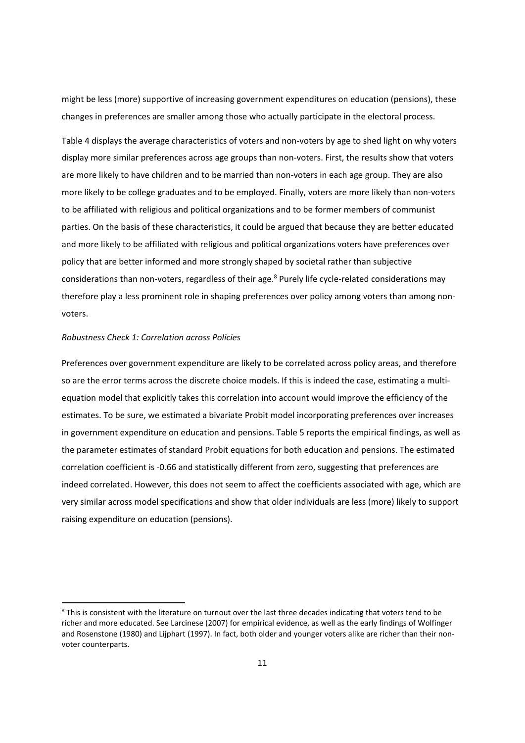might be less (more) supportive of increasing government expenditures on education (pensions), these changes in preferences are smaller among those who actually participate in the electoral process.

Table 4 displays the average characteristics of voters and non-voters by age to shed light on why voters display more similar preferences across age groups than non-voters. First, the results show that voters are more likely to have children and to be married than non-voters in each age group. They are also more likely to be college graduates and to be employed. Finally, voters are more likely than non-voters to be affiliated with religious and political organizations and to be former members of communist parties. On the basis of these characteristics, it could be argued that because they are better educated and more likely to be affiliated with religious and political organizations voters have preferences over policy that are better informed and more strongly shaped by societal rather than subjective considerations than non-voters, regardless of their age.[8] Purely life cycle-related considerations may therefore play a less prominent role in shaping preferences over policy among voters than among non-voters.

*Robustness Check 1: Correlation across Policies*

Preferences over government expenditure are likely to be correlated across policy areas, and therefore so are the error terms across the discrete choice models. If this is indeed the case, estimating a multi-equation model that explicitly takes this correlation into account would improve the efficiency of the estimates. To be sure, we estimated a bivariate Probit model incorporating preferences over increases in government expenditure on education and pensions. Table 5 reports the empirical findings, as well as the parameter estimates of standard Probit equations for both education and pensions. The estimated correlation coefficient is -0.66 and statistically different from zero, suggesting that preferences are indeed correlated. However, this does not seem to affect the coefficients associated with age, which are very similar across model specifications and show that older individuals are less (more) likely to support raising expenditure on education (pensions).

[8] This is consistent with the literature on turnout over the last three decades indicating that voters tend to be richer and more educated. See Larcinese (2007) for empirical evidence, as well as the early findings of Wolfinger and Rosenstone (1980) and Lijphart (1997). In fact, both older and younger voters alike are richer than their non-voter counterparts.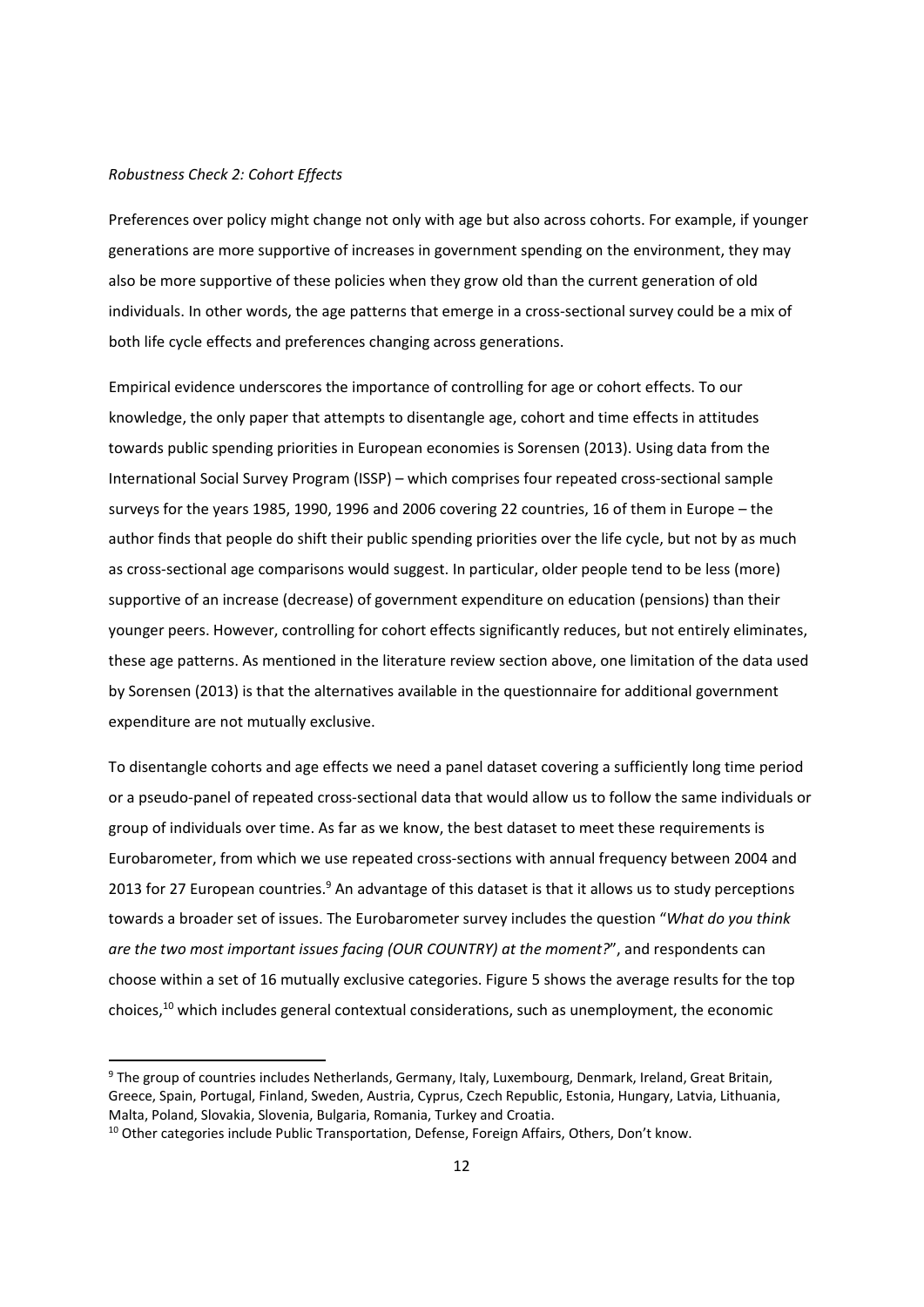*Robustness Check 2: Cohort Effects*

Preferences over policy might change not only with age but also across cohorts. For example, if younger generations are more supportive of increases in government spending on the environment, they may also be more supportive of these policies when they grow old than the current generation of old individuals. In other words, the age patterns that emerge in a cross-sectional survey could be a mix of both life cycle effects and preferences changing across generations.

Empirical evidence underscores the importance of controlling for age or cohort effects. To our knowledge, the only paper that attempts to disentangle age, cohort and time effects in attitudes towards public spending priorities in European economies is Sorensen (2013). Using data from the International Social Survey Program (ISSP) – which comprises four repeated cross-sectional sample surveys for the years 1985, 1990, 1996 and 2006 covering 22 countries, 16 of them in Europe – the author finds that people do shift their public spending priorities over the life cycle, but not by as much as cross-sectional age comparisons would suggest. In particular, older people tend to be less (more) supportive of an increase (decrease) of government expenditure on education (pensions) than their younger peers. However, controlling for cohort effects significantly reduces, but not entirely eliminates, these age patterns. As mentioned in the literature review section above, one limitation of the data used by Sorensen (2013) is that the alternatives available in the questionnaire for additional government expenditure are not mutually exclusive.

To disentangle cohorts and age effects we need a panel dataset covering a sufficiently long time period or a pseudo-panel of repeated cross-sectional data that would allow us to follow the same individuals or group of individuals over time. As far as we know, the best dataset to meet these requirements is Eurobarometer, from which we use repeated cross-sections with annual frequency between 2004 and 2013 for 27 European countries.[9] An advantage of this dataset is that it allows us to study perceptions towards a broader set of issues. The Eurobarometer survey includes the question "*What do you think are the two most important issues facing (OUR COUNTRY) at the moment?*", and respondents can choose within a set of 16 mutually exclusive categories. Figure 5 shows the average results for the top choices,[10] which includes general contextual considerations, such as unemployment, the economic

---

[9] The group of countries includes Netherlands, Germany, Italy, Luxembourg, Denmark, Ireland, Great Britain, Greece, Spain, Portugal, Finland, Sweden, Austria, Cyprus, Czech Republic, Estonia, Hungary, Latvia, Lithuania, Malta, Poland, Slovakia, Slovenia, Bulgaria, Romania, Turkey and Croatia.

[10] Other categories include Public Transportation, Defense, Foreign Affairs, Others, Don't know.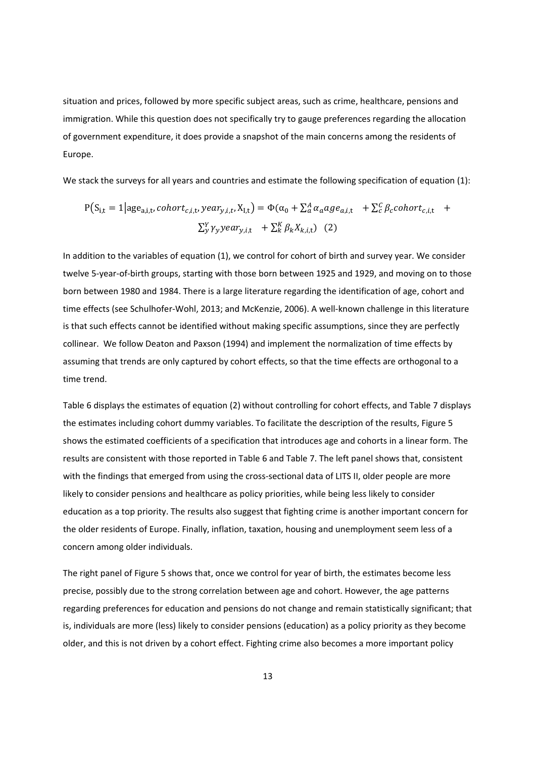situation and prices, followed by more specific subject areas, such as crime, healthcare, pensions and immigration. While this question does not specifically try to gauge preferences regarding the allocation of government expenditure, it does provide a snapshot of the main concerns among the residents of Europe.

We stack the surveys for all years and countries and estimate the following specification of equation (1):

$$P(S_{i,t} = 1 | age_{a,i,t}, cohort_{c,i,t}, year_{y,i,t}, X_{I,t}) = \Phi(\alpha_0 + \sum_a^A \alpha_a age_{a,i,t} + \sum_c^C \beta_c cohort_{c,i,t} + \sum_y^Y \gamma_y year_{y,i,t} + \sum_k^K \beta_k X_{k,i,t}) \quad (2)$$

In addition to the variables of equation (1), we control for cohort of birth and survey year. We consider twelve 5-year-of-birth groups, starting with those born between 1925 and 1929, and moving on to those born between 1980 and 1984. There is a large literature regarding the identification of age, cohort and time effects (see Schulhofer-Wohl, 2013; and McKenzie, 2006). A well-known challenge in this literature is that such effects cannot be identified without making specific assumptions, since they are perfectly collinear. We follow Deaton and Paxson (1994) and implement the normalization of time effects by assuming that trends are only captured by cohort effects, so that the time effects are orthogonal to a time trend.

Table 6 displays the estimates of equation (2) without controlling for cohort effects, and Table 7 displays the estimates including cohort dummy variables. To facilitate the description of the results, Figure 5 shows the estimated coefficients of a specification that introduces age and cohorts in a linear form. The results are consistent with those reported in Table 6 and Table 7. The left panel shows that, consistent with the findings that emerged from using the cross-sectional data of LITS II, older people are more likely to consider pensions and healthcare as policy priorities, while being less likely to consider education as a top priority. The results also suggest that fighting crime is another important concern for the older residents of Europe. Finally, inflation, taxation, housing and unemployment seem less of a concern among older individuals.

The right panel of Figure 5 shows that, once we control for year of birth, the estimates become less precise, possibly due to the strong correlation between age and cohort. However, the age patterns regarding preferences for education and pensions do not change and remain statistically significant; that is, individuals are more (less) likely to consider pensions (education) as a policy priority as they become older, and this is not driven by a cohort effect. Fighting crime also becomes a more important policy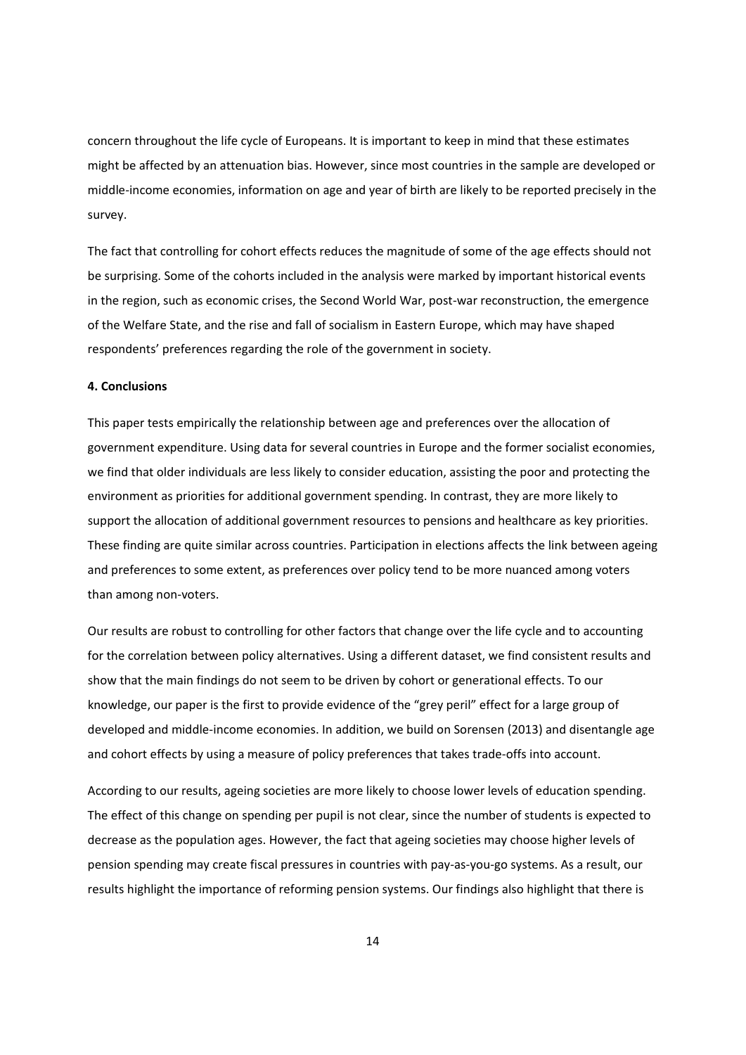concern throughout the life cycle of Europeans. It is important to keep in mind that these estimates might be affected by an attenuation bias. However, since most countries in the sample are developed or middle-income economies, information on age and year of birth are likely to be reported precisely in the survey.

The fact that controlling for cohort effects reduces the magnitude of some of the age effects should not be surprising. Some of the cohorts included in the analysis were marked by important historical events in the region, such as economic crises, the Second World War, post-war reconstruction, the emergence of the Welfare State, and the rise and fall of socialism in Eastern Europe, which may have shaped respondents' preferences regarding the role of the government in society.

## 4. Conclusions

This paper tests empirically the relationship between age and preferences over the allocation of government expenditure. Using data for several countries in Europe and the former socialist economies, we find that older individuals are less likely to consider education, assisting the poor and protecting the environment as priorities for additional government spending. In contrast, they are more likely to support the allocation of additional government resources to pensions and healthcare as key priorities. These finding are quite similar across countries. Participation in elections affects the link between ageing and preferences to some extent, as preferences over policy tend to be more nuanced among voters than among non-voters.

Our results are robust to controlling for other factors that change over the life cycle and to accounting for the correlation between policy alternatives. Using a different dataset, we find consistent results and show that the main findings do not seem to be driven by cohort or generational effects. To our knowledge, our paper is the first to provide evidence of the "grey peril" effect for a large group of developed and middle-income economies. In addition, we build on Sorensen (2013) and disentangle age and cohort effects by using a measure of policy preferences that takes trade-offs into account.

According to our results, ageing societies are more likely to choose lower levels of education spending. The effect of this change on spending per pupil is not clear, since the number of students is expected to decrease as the population ages. However, the fact that ageing societies may choose higher levels of pension spending may create fiscal pressures in countries with pay-as-you-go systems. As a result, our results highlight the importance of reforming pension systems. Our findings also highlight that there is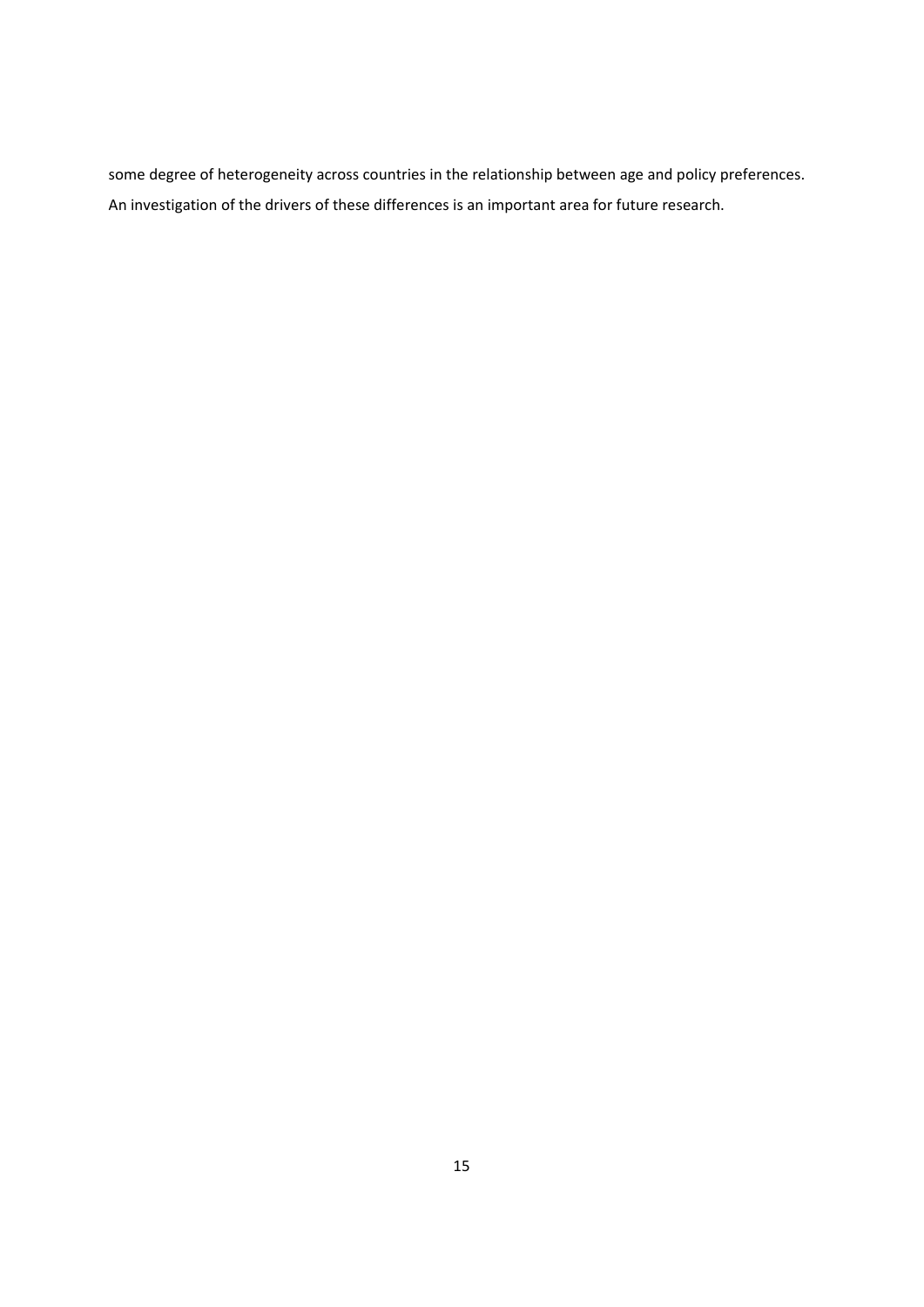some degree of heterogeneity across countries in the relationship between age and policy preferences. An investigation of the drivers of these differences is an important area for future research.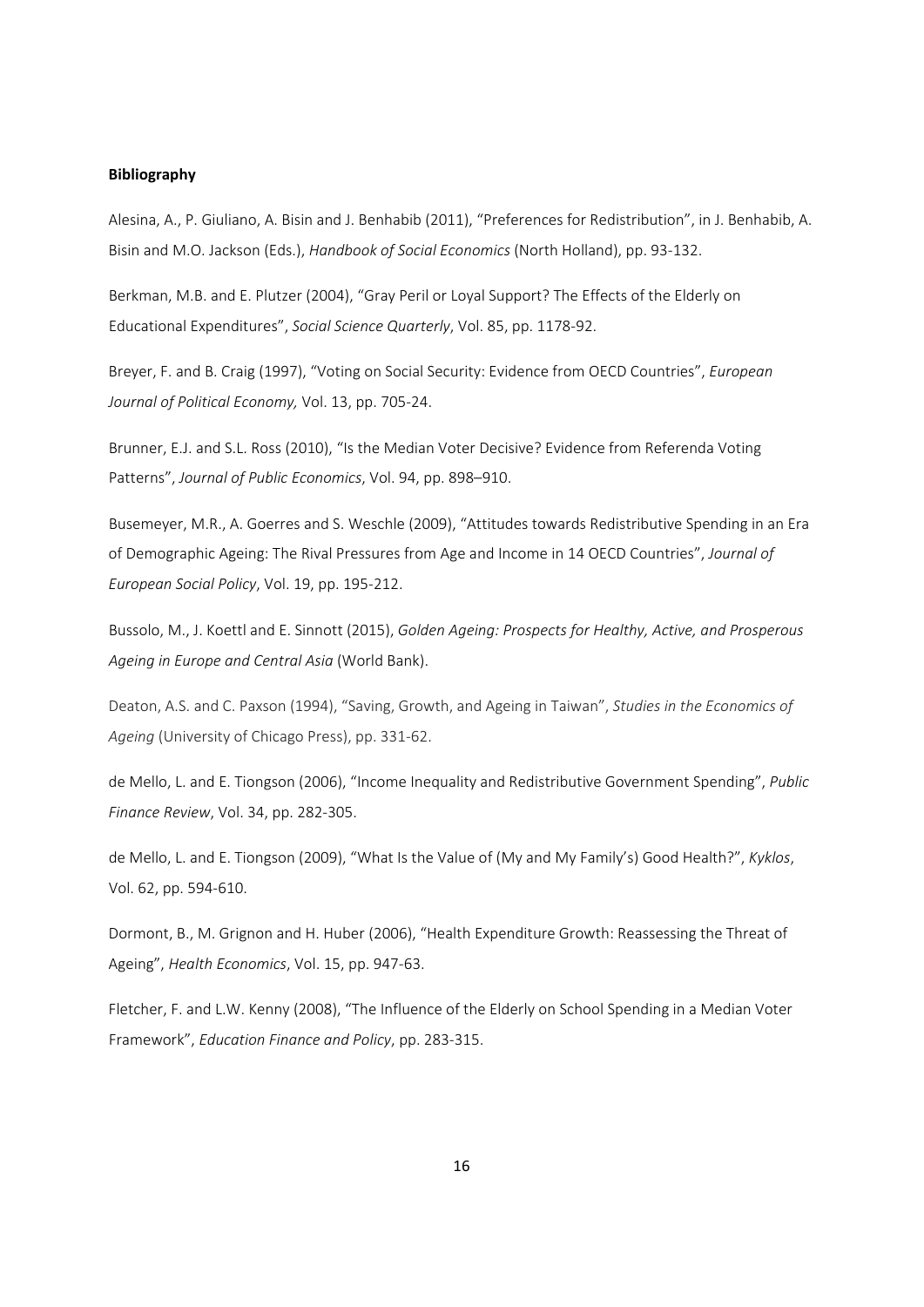**Bibliography**

Alesina, A., P. Giuliano, A. Bisin and J. Benhabib (2011), "Preferences for Redistribution", in J. Benhabib, A. Bisin and M.O. Jackson (Eds.), *Handbook of Social Economics* (North Holland), pp. 93-132.

Berkman, M.B. and E. Plutzer (2004), "Gray Peril or Loyal Support? The Effects of the Elderly on Educational Expenditures", *Social Science Quarterly*, Vol. 85, pp. 1178-92.

Breyer, F. and B. Craig (1997), "Voting on Social Security: Evidence from OECD Countries", *European Journal of Political Economy,* Vol. 13, pp. 705-24.

Brunner, E.J. and S.L. Ross (2010), "Is the Median Voter Decisive? Evidence from Referenda Voting Patterns", *Journal of Public Economics*, Vol. 94, pp. 898–910.

Busemeyer, M.R., A. Goerres and S. Weschle (2009), "Attitudes towards Redistributive Spending in an Era of Demographic Ageing: The Rival Pressures from Age and Income in 14 OECD Countries", *Journal of European Social Policy*, Vol. 19, pp. 195-212.

Bussolo, M., J. Koettl and E. Sinnott (2015), *Golden Ageing: Prospects for Healthy, Active, and Prosperous Ageing in Europe and Central Asia* (World Bank).

Deaton, A.S. and C. Paxson (1994), "Saving, Growth, and Ageing in Taiwan", *Studies in the Economics of Ageing* (University of Chicago Press), pp. 331-62.

de Mello, L. and E. Tiongson (2006), "Income Inequality and Redistributive Government Spending", *Public Finance Review*, Vol. 34, pp. 282-305.

de Mello, L. and E. Tiongson (2009), "What Is the Value of (My and My Family's) Good Health?", *Kyklos*, Vol. 62, pp. 594-610.

Dormont, B., M. Grignon and H. Huber (2006), "Health Expenditure Growth: Reassessing the Threat of Ageing", *Health Economics*, Vol. 15, pp. 947-63.

Fletcher, F. and L.W. Kenny (2008), "The Influence of the Elderly on School Spending in a Median Voter Framework", *Education Finance and Policy*, pp. 283-315.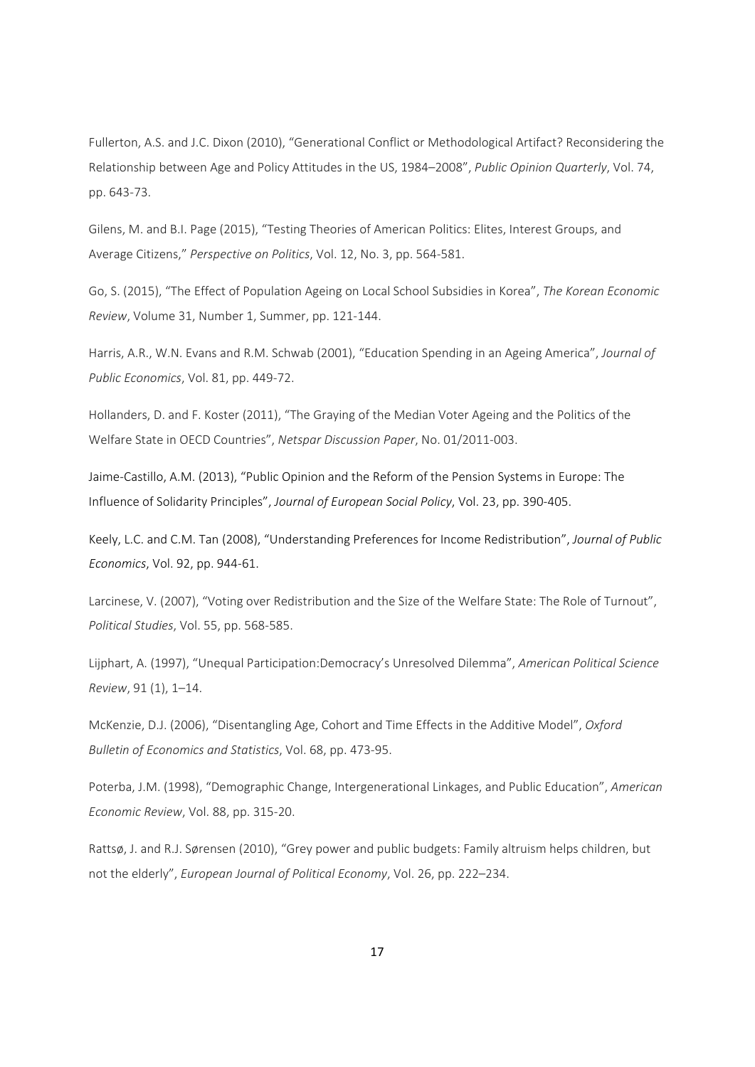Fullerton, A.S. and J.C. Dixon (2010), "Generational Conflict or Methodological Artifact? Reconsidering the Relationship between Age and Policy Attitudes in the US, 1984–2008", *Public Opinion Quarterly*, Vol. 74, pp. 643-73.

Gilens, M. and B.I. Page (2015), "Testing Theories of American Politics: Elites, Interest Groups, and Average Citizens," *Perspective on Politics*, Vol. 12, No. 3, pp. 564-581.

Go, S. (2015), "The Effect of Population Ageing on Local School Subsidies in Korea", *The Korean Economic Review*, Volume 31, Number 1, Summer, pp. 121-144.

Harris, A.R., W.N. Evans and R.M. Schwab (2001), "Education Spending in an Ageing America", *Journal of Public Economics*, Vol. 81, pp. 449-72.

Hollanders, D. and F. Koster (2011), "The Graying of the Median Voter Ageing and the Politics of the Welfare State in OECD Countries", *Netspar Discussion Paper*, No. 01/2011-003.

Jaime-Castillo, A.M. (2013), "Public Opinion and the Reform of the Pension Systems in Europe: The Influence of Solidarity Principles", *Journal of European Social Policy*, Vol. 23, pp. 390-405.

Keely, L.C. and C.M. Tan (2008), "Understanding Preferences for Income Redistribution", *Journal of Public Economics*, Vol. 92, pp. 944-61.

Larcinese, V. (2007), "Voting over Redistribution and the Size of the Welfare State: The Role of Turnout", *Political Studies*, Vol. 55, pp. 568-585.

Lijphart, A. (1997), "Unequal Participation:Democracy's Unresolved Dilemma", *American Political Science Review*, 91 (1), 1–14.

McKenzie, D.J. (2006), "Disentangling Age, Cohort and Time Effects in the Additive Model", *Oxford Bulletin of Economics and Statistics*, Vol. 68, pp. 473-95.

Poterba, J.M. (1998), "Demographic Change, Intergenerational Linkages, and Public Education", *American Economic Review*, Vol. 88, pp. 315-20.

Rattsø, J. and R.J. Sørensen (2010), "Grey power and public budgets: Family altruism helps children, but not the elderly", *European Journal of Political Economy*, Vol. 26, pp. 222–234.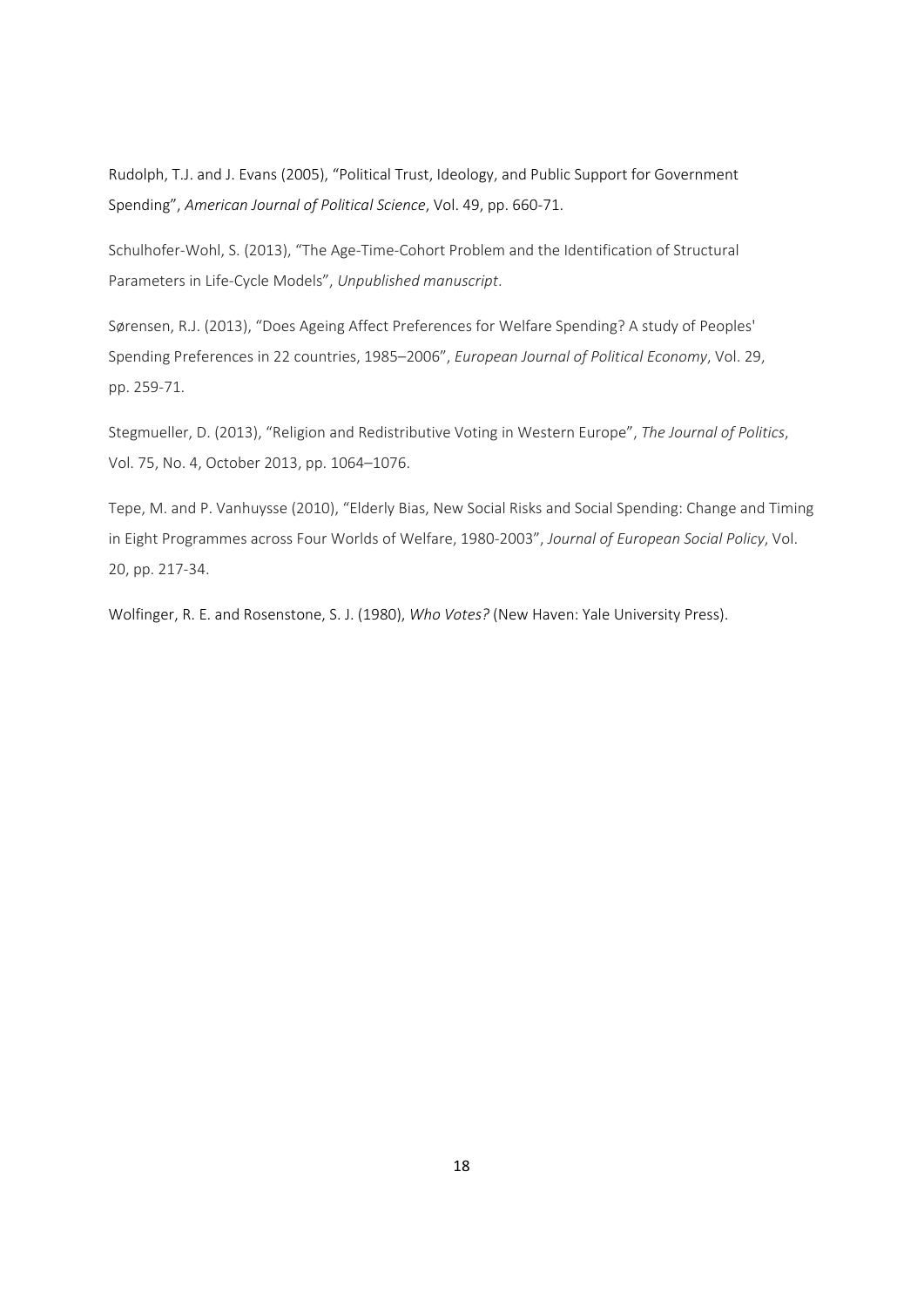Rudolph, T.J. and J. Evans (2005), "Political Trust, Ideology, and Public Support for Government Spending", *American Journal of Political Science*, Vol. 49, pp. 660-71.

Schulhofer-Wohl, S. (2013), "The Age-Time-Cohort Problem and the Identification of Structural Parameters in Life-Cycle Models", *Unpublished manuscript*.

Sørensen, R.J. (2013), "Does Ageing Affect Preferences for Welfare Spending? A study of Peoples' Spending Preferences in 22 countries, 1985–2006", *European Journal of Political Economy*, Vol. 29, pp. 259-71.

Stegmueller, D. (2013), "Religion and Redistributive Voting in Western Europe", *The Journal of Politics*, Vol. 75, No. 4, October 2013, pp. 1064–1076.

Tepe, M. and P. Vanhuysse (2010), "Elderly Bias, New Social Risks and Social Spending: Change and Timing in Eight Programmes across Four Worlds of Welfare, 1980-2003", *Journal of European Social Policy*, Vol. 20, pp. 217-34.

Wolfinger, R. E. and Rosenstone, S. J. (1980), *Who Votes?* (New Haven: Yale University Press).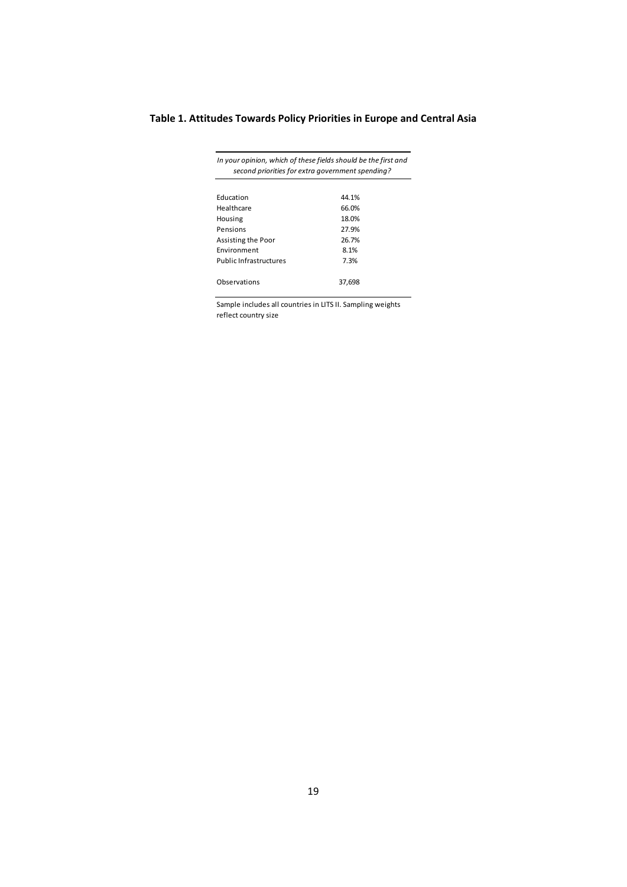**Table 1. Attitudes Towards Policy Priorities in Europe and Central Asia**

| *In your opinion, which of these fields should be the first and second priorities for extra government spending?* | |
|---|---|
| Education | 44.1% |
| Healthcare | 66.0% |
| Housing | 18.0% |
| Pensions | 27.9% |
| Assisting the Poor | 26.7% |
| Environment | 8.1% |
| Public Infrastructures | 7.3% |
| Observations | 37,698 |

Sample includes all countries in LITS II. Sampling weights reflect country size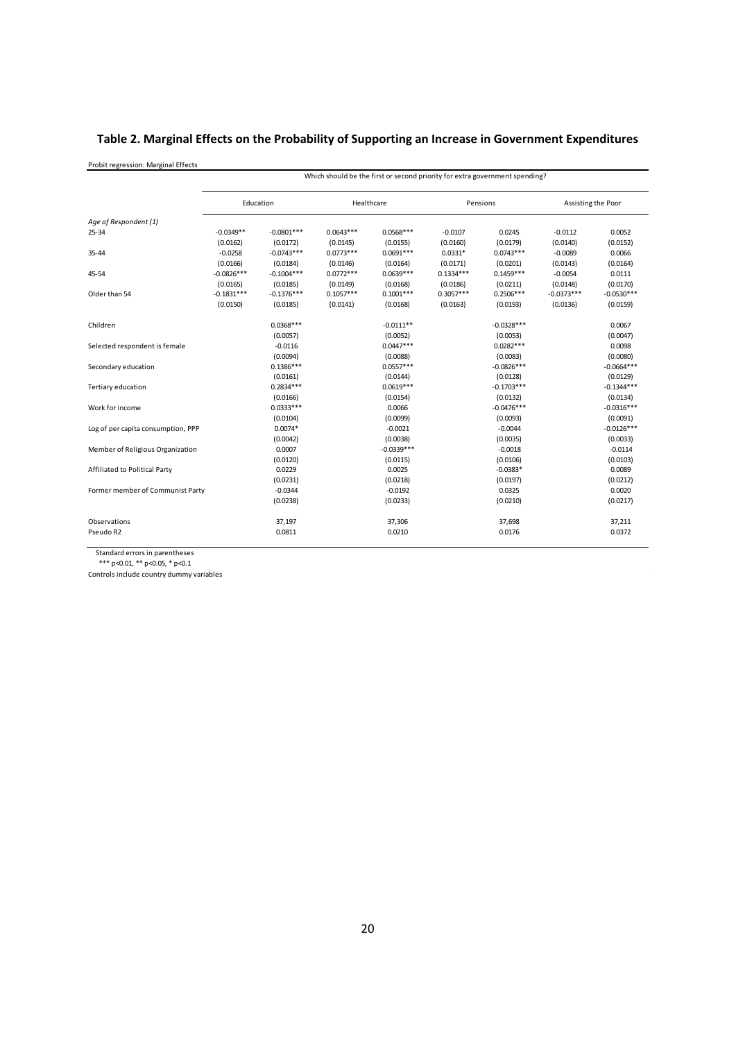## Table 2. Marginal Effects on the Probability of Supporting an Increase in Government Expenditures

Probit regression: Marginal Effects

| | Which should be the first or second priority for extra government spending? | | | | | | | |
|---|---|---|---|---|---|---|---|---|
| | Education | | Healthcare | | Pensions | | Assisting the Poor | |
| *Age of Respondent (1)* | | | | | | | | |
| 25-34 | -0.0349** | -0.0801*** | 0.0643*** | 0.0568*** | -0.0107 | 0.0245 | -0.0112 | 0.0052 |
| | (0.0162) | (0.0172) | (0.0145) | (0.0155) | (0.0160) | (0.0179) | (0.0140) | (0.0152) |
| 35-44 | -0.0258 | -0.0743*** | 0.0773*** | 0.0691*** | 0.0331* | 0.0743*** | -0.0089 | 0.0066 |
| | (0.0166) | (0.0184) | (0.0146) | (0.0164) | (0.0171) | (0.0201) | (0.0143) | (0.0164) |
| 45-54 | -0.0826*** | -0.1004*** | 0.0772*** | 0.0639*** | 0.1334*** | 0.1459*** | -0.0054 | 0.0111 |
| | (0.0165) | (0.0185) | (0.0149) | (0.0168) | (0.0186) | (0.0211) | (0.0148) | (0.0170) |
| Older than 54 | -0.1831*** | -0.1376*** | 0.1057*** | 0.1001*** | 0.3057*** | 0.2506*** | -0.0373*** | -0.0530*** |
| | (0.0150) | (0.0185) | (0.0141) | (0.0168) | (0.0163) | (0.0193) | (0.0136) | (0.0159) |
| Children | | 0.0368*** | | -0.0111** | | -0.0328*** | | 0.0067 |
| | | (0.0057) | | (0.0052) | | (0.0053) | | (0.0047) |
| Selected respondent is female | | -0.0116 | | 0.0447*** | | 0.0282*** | | 0.0098 |
| | | (0.0094) | | (0.0088) | | (0.0083) | | (0.0080) |
| Secondary education | | 0.1386*** | | 0.0557*** | | -0.0826*** | | -0.0664*** |
| | | (0.0161) | | (0.0144) | | (0.0128) | | (0.0129) |
| Tertiary education | | 0.2834*** | | 0.0619*** | | -0.1703*** | | -0.1344*** |
| | | (0.0166) | | (0.0154) | | (0.0132) | | (0.0134) |
| Work for income | | 0.0333*** | | 0.0066 | | -0.0476*** | | -0.0316*** |
| | | (0.0104) | | (0.0099) | | (0.0093) | | (0.0091) |
| Log of per capita consumption, PPP | | 0.0074* | | -0.0021 | | -0.0044 | | -0.0126*** |
| | | (0.0042) | | (0.0038) | | (0.0035) | | (0.0033) |
| Member of Religious Organization | | 0.0007 | | -0.0339*** | | -0.0018 | | -0.0114 |
| | | (0.0120) | | (0.0115) | | (0.0106) | | (0.0103) |
| Affiliated to Political Party | | 0.0229 | | 0.0025 | | -0.0383* | | 0.0089 |
| | | (0.0231) | | (0.0218) | | (0.0197) | | (0.0212) |
| Former member of Communist Party | | -0.0344 | | -0.0192 | | 0.0325 | | 0.0020 |
| | | (0.0238) | | (0.0233) | | (0.0210) | | (0.0217) |
| Observations | | 37,197 | | 37,306 | | 37,698 | | 37,211 |
| Pseudo R2 | | 0.0811 | | 0.0210 | | 0.0176 | | 0.0372 |

Standard errors in parentheses

*** p<0.01, ** p<0.05, * p<0.1

Controls include country dummy variables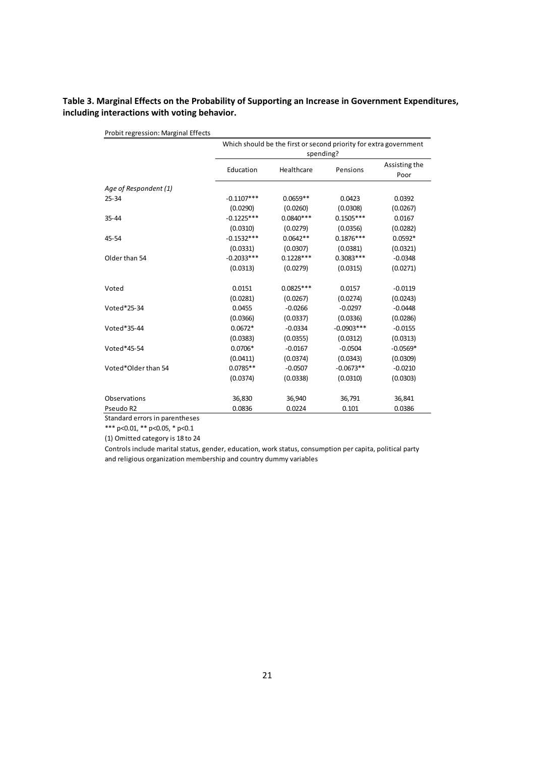**Table 3. Marginal Effects on the Probability of Supporting an Increase in Government Expenditures, including interactions with voting behavior.**

Probit regression: Marginal Effects

| | Which should be the first or second priority for extra government spending? | | | |
|---|---|---|---|---|
| | Education | Healthcare | Pensions | Assisting the Poor |
| *Age of Respondent (1)* | | | | |
| 25-34 | -0.1107*** | 0.0659** | 0.0423 | 0.0392 |
| | (0.0290) | (0.0260) | (0.0308) | (0.0267) |
| 35-44 | -0.1225*** | 0.0840*** | 0.1505*** | 0.0167 |
| | (0.0310) | (0.0279) | (0.0356) | (0.0282) |
| 45-54 | -0.1532*** | 0.0642** | 0.1876*** | 0.0592* |
| | (0.0331) | (0.0307) | (0.0381) | (0.0321) |
| Older than 54 | -0.2033*** | 0.1228*** | 0.3083*** | -0.0348 |
| | (0.0313) | (0.0279) | (0.0315) | (0.0271) |
| Voted | 0.0151 | 0.0825*** | 0.0157 | -0.0119 |
| | (0.0281) | (0.0267) | (0.0274) | (0.0243) |
| Voted*25-34 | 0.0455 | -0.0266 | -0.0297 | -0.0448 |
| | (0.0366) | (0.0337) | (0.0336) | (0.0286) |
| Voted*35-44 | 0.0672* | -0.0334 | -0.0903*** | -0.0155 |
| | (0.0383) | (0.0355) | (0.0312) | (0.0313) |
| Voted*45-54 | 0.0706* | -0.0167 | -0.0504 | -0.0569* |
| | (0.0411) | (0.0374) | (0.0343) | (0.0309) |
| Voted*Older than 54 | 0.0785** | -0.0507 | -0.0673** | -0.0210 |
| | (0.0374) | (0.0338) | (0.0310) | (0.0303) |
| Observations | 36,830 | 36,940 | 36,791 | 36,841 |
| Pseudo R2 | 0.0836 | 0.0224 | 0.101 | 0.0386 |

Standard errors in parentheses

*** p<0.01, ** p<0.05, * p<0.1

(1) Omitted category is 18 to 24

Controls include marital status, gender, education, work status, consumption per capita, political party and religious organization membership and country dummy variables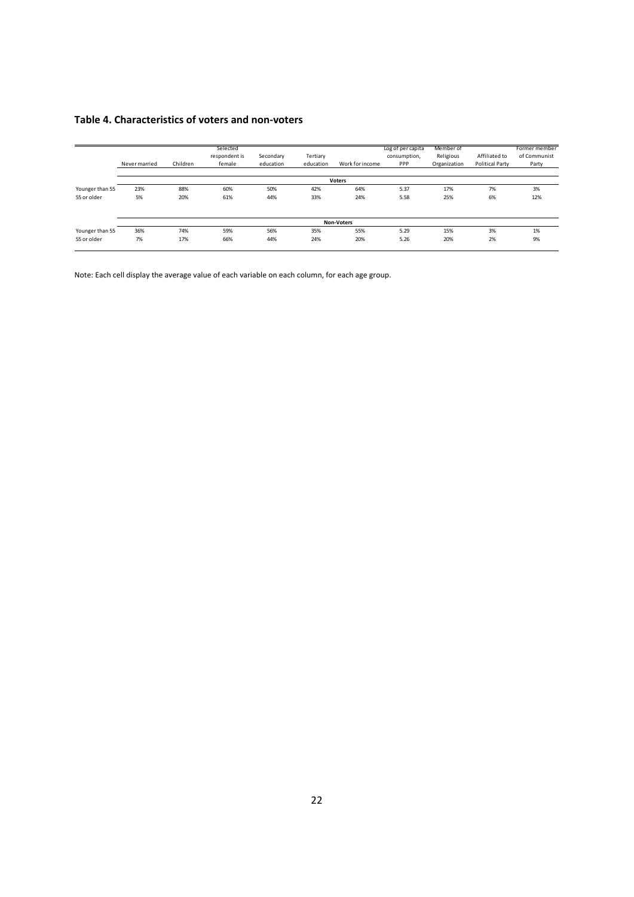## Table 4. Characteristics of voters and non-voters

| | Never married | Children | Selected respondent is female | Secondary education | Tertiary education | Work for income | Log of per capita consumption, PPP | Member of Religious Organization | Affiliated to Political Party | Former member of Communist Party |
|---|---|---|---|---|---|---|---|---|---|---|
| | | | | | **Voters** | | | | | |
| Younger than 55 | 23% | 88% | 60% | 50% | 42% | 64% | 5.37 | 17% | 7% | 3% |
| 55 or older | 5% | 20% | 61% | 44% | 33% | 24% | 5.58 | 25% | 6% | 12% |
| | | | | | **Non-Voters** | | | | | |
| Younger than 55 | 36% | 74% | 59% | 56% | 35% | 55% | 5.29 | 15% | 3% | 1% |
| 55 or older | 7% | 17% | 66% | 44% | 24% | 20% | 5.26 | 20% | 2% | 9% |

Note: Each cell display the average value of each variable on each column, for each age group.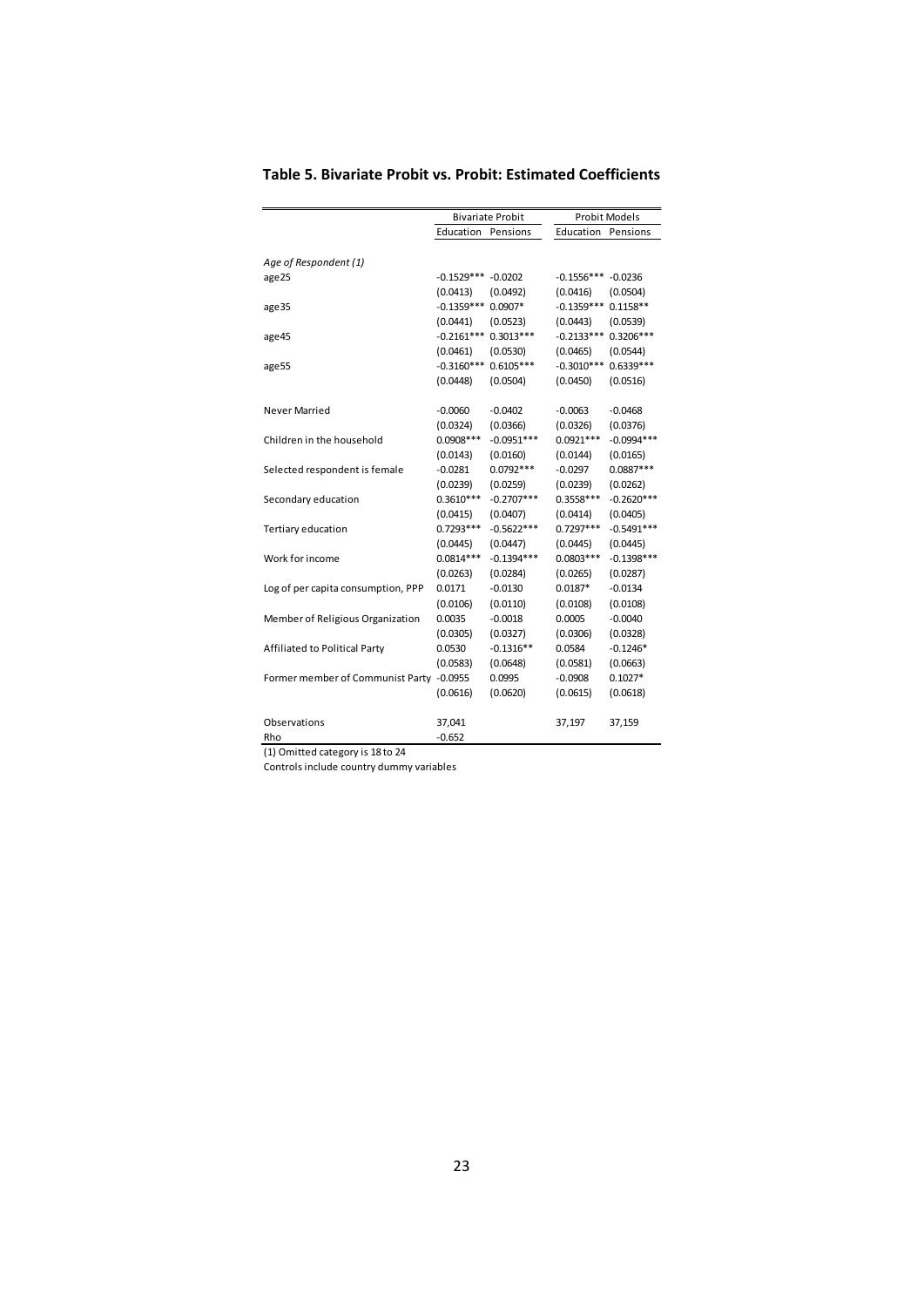## Table 5. Bivariate Probit vs. Probit: Estimated Coefficients

| | Bivariate Probit | | Probit Models | |
|---|---|---|---|---|
| | Education | Pensions | Education | Pensions |
| *Age of Respondent (1)* | | | | |
| age25 | -0.1529*** | -0.0202 | -0.1556*** | -0.0236 |
| | (0.0413) | (0.0492) | (0.0416) | (0.0504) |
| age35 | -0.1359*** | 0.0907* | -0.1359*** | 0.1158** |
| | (0.0441) | (0.0523) | (0.0443) | (0.0539) |
| age45 | -0.2161*** | 0.3013*** | -0.2133*** | 0.3206*** |
| | (0.0461) | (0.0530) | (0.0465) | (0.0544) |
| age55 | -0.3160*** | 0.6105*** | -0.3010*** | 0.6339*** |
| | (0.0448) | (0.0504) | (0.0450) | (0.0516) |
| Never Married | -0.0060 | -0.0402 | -0.0063 | -0.0468 |
| | (0.0324) | (0.0366) | (0.0326) | (0.0376) |
| Children in the household | 0.0908*** | -0.0951*** | 0.0921*** | -0.0994*** |
| | (0.0143) | (0.0160) | (0.0144) | (0.0165) |
| Selected respondent is female | -0.0281 | 0.0792*** | -0.0297 | 0.0887*** |
| | (0.0239) | (0.0259) | (0.0239) | (0.0262) |
| Secondary education | 0.3610*** | -0.2707*** | 0.3558*** | -0.2620*** |
| | (0.0415) | (0.0407) | (0.0414) | (0.0405) |
| Tertiary education | 0.7293*** | -0.5622*** | 0.7297*** | -0.5491*** |
| | (0.0445) | (0.0447) | (0.0445) | (0.0445) |
| Work for income | 0.0814*** | -0.1394*** | 0.0803*** | -0.1398*** |
| | (0.0263) | (0.0284) | (0.0265) | (0.0287) |
| Log of per capita consumption, PPP | 0.0171 | -0.0130 | 0.0187* | -0.0134 |
| | (0.0106) | (0.0110) | (0.0108) | (0.0108) |
| Member of Religious Organization | 0.0035 | -0.0018 | 0.0005 | -0.0040 |
| | (0.0305) | (0.0327) | (0.0306) | (0.0328) |
| Affiliated to Political Party | 0.0530 | -0.1316** | 0.0584 | -0.1246* |
| | (0.0583) | (0.0648) | (0.0581) | (0.0663) |
| Former member of Communist Party | -0.0955 | 0.0995 | -0.0908 | 0.1027* |
| | (0.0616) | (0.0620) | (0.0615) | (0.0618) |
| Observations | 37,041 | | 37,197 | 37,159 |
| Rho | -0.652 | | | |

(1) Omitted category is 18 to 24

Controls include country dummy variables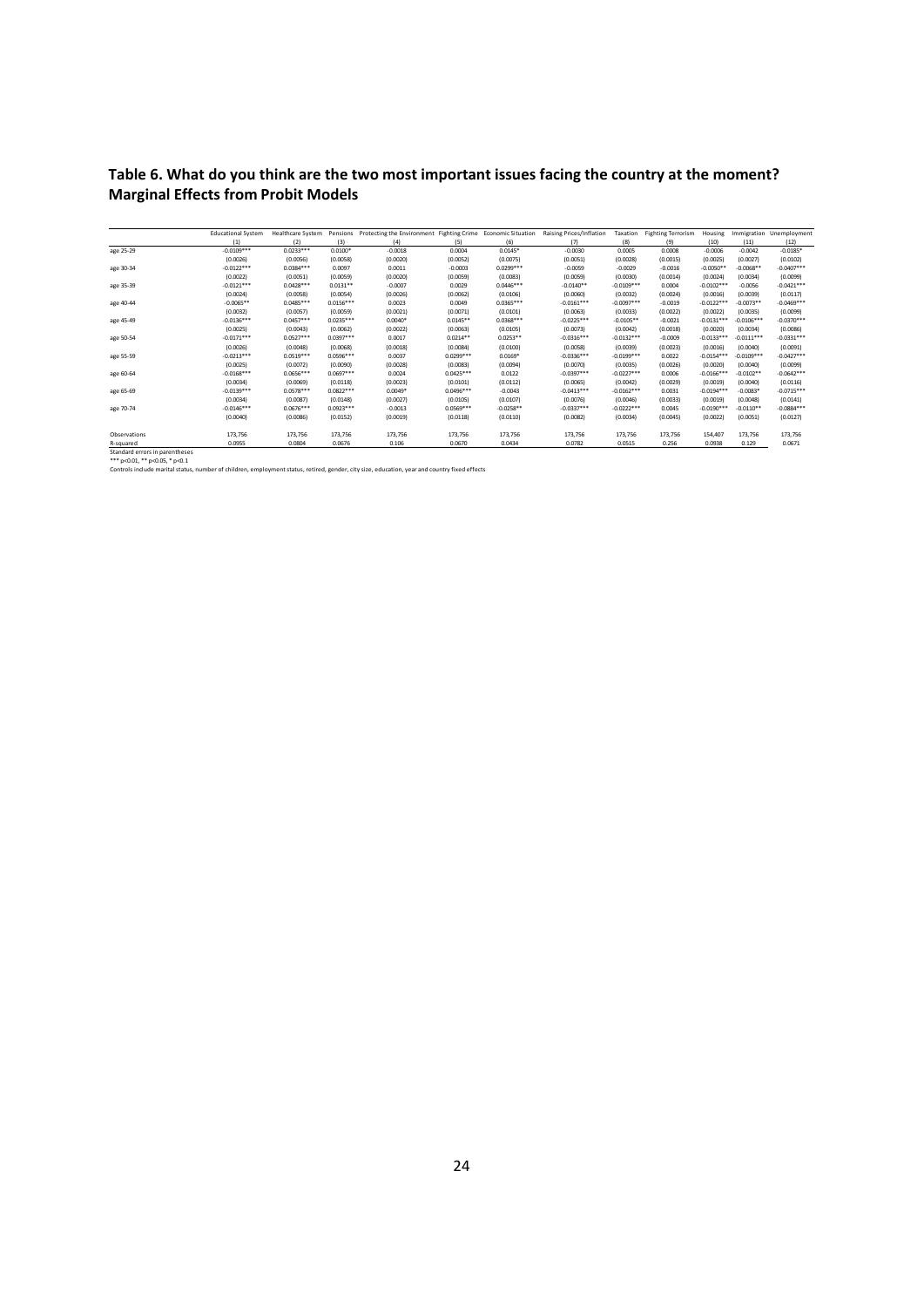## Table 6. What do you think are the two most important issues facing the country at the moment? Marginal Effects from Probit Models

| | Educational System | Healthcare System | Pensions | Protecting the Environment | Fighting Crime | Economic Situation | Raising Prices/Inflation | Taxation | Fighting Terrorism | Housing | Immigration | Unemployment |
|---|---|---|---|---|---|---|---|---|---|---|---|---|
| | (1) | (2) | (3) | (4) | (5) | (6) | (7) | (8) | (9) | (10) | (11) | (12) |
| age 25-29 | -0.0109*** | 0.0233*** | 0.0100* | -0.0018 | 0.0004 | 0.0145* | -0.0030 | 0.0005 | 0.0008 | -0.0006 | -0.0042 | -0.0185* |
| | (0.0026) | (0.0056) | (0.0058) | (0.0020) | (0.0052) | (0.0075) | (0.0051) | (0.0028) | (0.0015) | (0.0025) | (0.0027) | (0.0102) |
| age 30-34 | -0.0122*** | 0.0384*** | 0.0097 | 0.0011 | -0.0003 | 0.0299*** | -0.0059 | -0.0029 | -0.0016 | -0.0050** | -0.0068** | -0.0407*** |
| | (0.0022) | (0.0051) | (0.0059) | (0.0020) | (0.0059) | (0.0083) | (0.0059) | (0.0030) | (0.0014) | (0.0024) | (0.0034) | (0.0099) |
| age 35-39 | -0.0121*** | 0.0428*** | 0.0131** | -0.0007 | 0.0029 | 0.0446*** | -0.0140** | -0.0109*** | 0.0004 | -0.0102*** | -0.0056 | -0.0421*** |
| | (0.0024) | (0.0058) | (0.0054) | (0.0026) | (0.0062) | (0.0106) | (0.0060) | (0.0032) | (0.0024) | (0.0016) | (0.0039) | (0.0117) |
| age 40-44 | -0.0065** | 0.0485*** | 0.0156*** | 0.0023 | 0.0049 | 0.0365*** | -0.0161*** | -0.0097*** | -0.0019 | -0.0122*** | -0.0073** | -0.0469*** |
| | (0.0032) | (0.0057) | (0.0059) | (0.0021) | (0.0071) | (0.0101) | (0.0063) | (0.0033) | (0.0022) | (0.0022) | (0.0035) | (0.0099) |
| age 45-49 | -0.0136*** | 0.0457*** | 0.0235*** | 0.0040* | 0.0145** | 0.0368*** | -0.0225*** | -0.0105** | -0.0021 | -0.0131*** | -0.0106*** | -0.0370*** |
| | (0.0025) | (0.0043) | (0.0062) | (0.0022) | (0.0063) | (0.0105) | (0.0073) | (0.0042) | (0.0018) | (0.0020) | (0.0034) | (0.0086) |
| age 50-54 | -0.0171*** | 0.0527*** | 0.0397*** | 0.0017 | 0.0214** | 0.0253** | -0.0316*** | -0.0132*** | -0.0009 | -0.0133*** | -0.0111*** | -0.0331*** |
| | (0.0026) | (0.0048) | (0.0068) | (0.0018) | (0.0084) | (0.0100) | (0.0058) | (0.0039) | (0.0023) | (0.0016) | (0.0040) | (0.0091) |
| age 55-59 | -0.0213*** | 0.0519*** | 0.0596*** | 0.0037 | 0.0299*** | 0.0169* | -0.0336*** | -0.0199*** | 0.0022 | -0.0154*** | -0.0109*** | -0.0427*** |
| | (0.0025) | (0.0072) | (0.0090) | (0.0028) | (0.0083) | (0.0094) | (0.0070) | (0.0035) | (0.0026) | (0.0020) | (0.0040) | (0.0099) |
| age 60-64 | -0.0168*** | 0.0656*** | 0.0697*** | 0.0024 | 0.0425*** | 0.0122 | -0.0397*** | -0.0227*** | 0.0006 | -0.0166*** | -0.0102** | -0.0642*** |
| | (0.0034) | (0.0069) | (0.0118) | (0.0023) | (0.0101) | (0.0112) | (0.0065) | (0.0042) | (0.0029) | (0.0019) | (0.0040) | (0.0116) |
| age 65-69 | -0.0139*** | 0.0578*** | 0.0822*** | 0.0049* | 0.0496*** | -0.0043 | -0.0413*** | -0.0162*** | 0.0031 | -0.0194*** | -0.0083* | -0.0715*** |
| | (0.0034) | (0.0087) | (0.0148) | (0.0027) | (0.0105) | (0.0107) | (0.0076) | (0.0046) | (0.0033) | (0.0019) | (0.0048) | (0.0141) |
| age 70-74 | -0.0146*** | 0.0676*** | 0.0923*** | -0.0013 | 0.0569*** | -0.0258** | -0.0337*** | -0.0222*** | 0.0045 | -0.0190*** | -0.0110** | -0.0884*** |
| | (0.0040) | (0.0086) | (0.0152) | (0.0019) | (0.0118) | (0.0110) | (0.0082) | (0.0034) | (0.0045) | (0.0022) | (0.0051) | (0.0127) |
| Observations | 173,756 | 173,756 | 173,756 | 173,756 | 173,756 | 173,756 | 173,756 | 173,756 | 173,756 | 154,407 | 173,756 | 173,756 |
| R-squared | 0.0955 | 0.0804 | 0.0676 | 0.106 | 0.0670 | 0.0434 | 0.0782 | 0.0515 | 0.256 | 0.0938 | 0.129 | 0.0671 |

Standard errors in parentheses

*** p<0.01, ** p<0.05, * p<0.1

Controls include marital status, number of children, employment status, retired, gender, city size, education, year and country fixed effects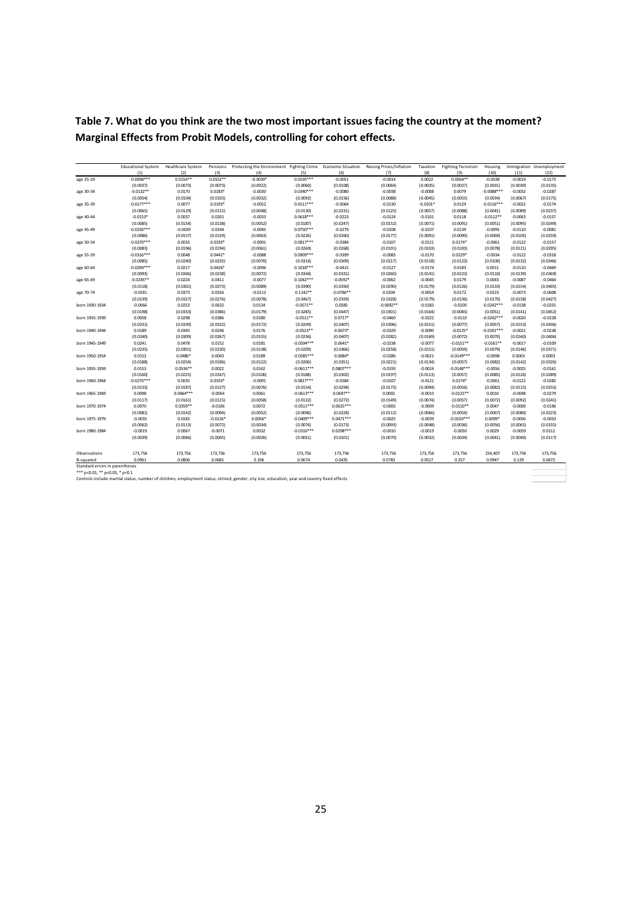## Table 7. What do you think are the two most important issues facing the country at the moment? Marginal Effects from Probit Models, controlling for cohort effects.

| | Educational System | Healthcare System | Pensions | Protecting the Environment | Fighting Crime | Economic Situation | Raising Prices/Inflation | Taxation | Fighting Terrorism | Housing | Immigration | Unemployment |
|---|---|---|---|---|---|---|---|---|---|---|---|---|
| | (1) | (2) | (3) | (4) | (5) | (6) | (7) | (8) | (9) | (10) | (11) | (12) |
| age 25-29 | -0.0098*** | 0.0154** | 0.0152** | -0.0039* | 0.0195*** | -0.0051 | -0.0014 | 0.0022 | 0.0064** | -0.0038 | -0.0019 | -0.0173 |
| | (0.0037) | (0.0073) | (0.0073) | (0.0022) | (0.0060) | (0.0108) | (0.0064) | (0.0035) | (0.0027) | (0.0031) | (0.0039) | (0.0135) |
| age 30-34 | -0.0132** | 0.0170 | 0.0183* | -0.0030 | 0.0340*** | -0.0080 | -0.0038 | -0.0008 | 0.0079 | -0.0088*** | -0.0032 | -0.0287 |
| | (0.0054) | (0.0104) | (0.0103) | (0.0032) | (0.0092) | (0.0156) | (0.0088) | (0.0045) | (0.0055) | (0.0034) | (0.0067) | (0.0175) |
| age 35-39 | -0.0177*** | 0.0077 | 0.0193* | -0.0052 | 0.0511*** | -0.0064 | -0.0130 | -0.0101* | 0.0129 | -0.0116*** | -0.0022 | -0.0174 |
| | (0.0065) | (0.0129) | (0.0115) | (0.0048) | (0.0130) | (0.0231) | (0.0125) | (0.0057) | (0.0088) | (0.0041) | (0.0089) | (0.0237) |
| age 40-44 | -0.0153* | 0.0037 | 0.0201 | -0.0033 | 0.0618*** | -0.0223 | -0.0124 | -0.0101 | 0.0118 | -0.0112** | -0.0063 | -0.0157 |
| | (0.0085) | (0.0154) | (0.0138) | (0.0052) | (0.0187) | (0.0247) | (0.0152) | (0.0071) | (0.0091) | (0.0051) | (0.0095) | (0.0249) |
| age 45-49 | -0.0230*** | -0.0029 | 0.0244 | -0.0045 | 0.0750*** | -0.0279 | -0.0108 | -0.0107 | 0.0139 | -0.0095 | -0.0110 | -0.0081 |
| | (0.0086) | (0.0157) | (0.0159) | (0.0063) | (0.0226) | (0.0260) | (0.0177) | (0.0091) | (0.0090) | (0.0069) | (0.0105) | (0.0259) |
| age 50-54 | -0.0270*** | 0.0035 | 0.0333* | -0.0091 | 0.0817*** | -0.0384 | -0.0107 | -0.0121 | 0.0174* | -0.0061 | -0.0122 | -0.0157 |
| | (0.0083) | (0.0196) | (0.0194) | (0.0061) | (0.0269) | (0.0268) | (0.0191) | (0.0103) | (0.0100) | (0.0078) | (0.0121) | (0.0295) |
| age 55-59 | -0.0316*** | 0.0048 | 0.0441* | -0.0088 | 0.0909*** | -0.0399 | -0.0083 | -0.0170 | 0.0229* | -0.0034 | -0.0122 | -0.0318 |
| | (0.0085) | (0.0240) | (0.0235) | (0.0070) | (0.0316) | (0.0309) | (0.0217) | (0.0118) | (0.0123) | (0.0100) | (0.0132) | (0.0346) |
| age 60-64 | -0.0294*** | 0.0217 | 0.0426* | -0.0096 | 0.1018*** | -0.0415 | -0.0127 | -0.0174 | 0.0183 | 0.0011 | -0.0110 | -0.0469 |
| | (0.0093) | (0.0266) | (0.0238) | (0.0072) | (0.0344) | (0.0331) | (0.0260) | (0.0141) | (0.0123) | (0.0110) | (0.0139) | (0.0369) |
| age 65-69 | -0.0245** | 0.0224 | 0.0411 | -0.0077 | 0.1042*** | -0.0592* | -0.0062 | -0.0045 | 0.0179 | 0.0043 | -0.0087 | -0.0464 |
| | (0.0118) | (0.0301) | (0.0273) | (0.0089) | (0.0390) | (0.0350) | (0.0290) | (0.0179) | (0.0126) | (0.0133) | (0.0154) | (0.0405) |
| age 70-74 | -0.0181 | 0.0373 | 0.0326 | -0.0112 | 0.1142** | -0.0786** | 0.0204 | -0.0054 | 0.0172 | 0.0123 | -0.0073 | -0.0608 |
| | (0.0139) | (0.0327) | (0.0276) | (0.0078) | (0.0467) | (0.0359) | (0.0328) | (0.0179) | (0.0136) | (0.0170) | (0.0158) | (0.0427) |
| born 1930-1934 | -0.0066 | 0.0253 | 0.0632 | 0.0134 | -0.0571** | 0.0585 | -0.0692** | -0.0183 | -0.0100 | -0.0242*** | -0.0138 | -0.0255 |
| | (0.0198) | (0.0333) | (0.0386) | (0.0179) | (0.0285) | (0.0447) | (0.0301) | (0.0164) | (0.0083) | (0.0051) | (0.0141) | (0.0452) |
| born 1935-1939 | 0.0058 | 0.0298 | 0.0386 | 0.0180 | -0.0511** | 0.0717* | -0.0460 | -0.0222 | -0.0110 | -0.0242*** | -0.0020 | -0.0228 |
| | (0.0231) | (0.0339) | (0.0322) | (0.0172) | (0.0249) | (0.0407) | (0.0306) | (0.0151) | (0.0077) | (0.0057) | (0.0153) | (0.0436) |
| born 1940-1944 | 0.0189 | 0.0345 | 0.0246 | 0.0176 | -0.0523** | 0.0673* | -0.0329 | -0.0090 | -0.0125* | -0.0191*** | -0.0021 | -0.0238 |
| | (0.0240) | (0.0309) | (0.0267) | (0.0155) | (0.0236) | (0.0407) | (0.0282) | (0.0169) | (0.0072) | (0.0070) | (0.0160) | (0.0406) |
| born 1945-1949 | 0.0241 | 0.0478 | 0.0152 | 0.0181 | -0.0594*** | 0.0641* | -0.0238 | -0.0077 | -0.0151** | -0.0161** | -0.0017 | -0.0109 |
| | (0.0235) | (0.0301) | (0.0230) | (0.0138) | (0.0209) | (0.0366) | (0.0258) | (0.0151) | (0.0059) | (0.0079) | (0.0146) | (0.0371) |
| born 1950-1954 | 0.0152 | 0.0486* | 0.0043 | 0.0189 | -0.0585*** | 0.0684* | -0.0286 | -0.0021 | -0.0149*** | -0.0098 | 0.0003 | 0.0003 |
| | (0.0188) | (0.0254) | (0.0196) | (0.0122) | (0.0206) | (0.0351) | (0.0221) | (0.0134) | (0.0057) | (0.0082) | (0.0142) | (0.0326) |
| born 1955-1959 | 0.0153 | 0.0536** | 0.0022 | 0.0162 | -0.0611*** | 0.0807*** | -0.0193 | -0.0024 | -0.0148*** | -0.0056 | -0.0025 | -0.0161 |
| | (0.0160) | (0.0225) | (0.0167) | (0.0106) | (0.0188) | (0.0302) | (0.0197) | (0.0113) | (0.0057) | (0.0085) | (0.0126) | (0.0289) |
| born 1960-1964 | -0.0270*** | 0.0035 | 0.0333* | -0.0091 | 0.0817*** | -0.0384 | -0.0107 | -0.0121 | 0.0174* | -0.0061 | -0.0122 | -0.0282 |
| | (0.0133) | (0.0187) | (0.0127) | (0.0076) | (0.0154) | (0.0294) | (0.0173) | (0.0094) | (0.0056) | (0.0082) | (0.0115) | (0.0255) |
| born 1965-1969 | 0.0098 | 0.0464*** | -0.0054 | 0.0061 | -0.0613*** | 0.0697** | 0.0002 | -0.0010 | -0.0125** | 0.0010 | -0.0048 | -0.0279 |
| | (0.0117) | (0.0161) | (0.0115) | (0.0058) | (0.0132) | (0.0272) | (0.0149) | (0.0074) | (0.0057) | (0.0072) | (0.0092) | (0.0241) |
| born 1970-1974 | 0.0070 | 0.0359** | -0.0106 | 0.0072 | -0.0511*** | 0.0625*** | -0.0005 | -0.0009 | -0.0110** | 0.0047 | -0.0069 | -0.0196 |
| | (0.0081) | (0.0142) | (0.0094) | (0.0052) | (0.0096) | (0.0228) | (0.0112) | (0.0066) | (0.0054) | (0.0067) | (0.0080) | (0.0223) |
| born 1975-1979 | -0.0035 | 0.0183 | -0.0126* | 0.0056* | -0.0409*** | 0.0471*** | -0.0025 | -0.0039 | -0.0103*** | 0.0099* | -0.0056 | -0.0053 |
| | (0.0062) | (0.0113) | (0.0072) | (0.0034) | (0.0074) | (0.0173) | (0.0093) | (0.0048) | (0.0036) | (0.0056) | (0.0065) | (0.0155) |
| born 1980-1984 | -0.0019 | 0.0067 | -0.0071 | 0.0032 | -0.0316*** | 0.0298*** | -0.0010 | -0.0019 | -0.0050 | 0.0029 | -0.0059 | 0.0112 |
| | (0.0039) | (0.0066) | (0.0045) | (0.0026) | (0.0051) | (0.0101) | (0.0070) | (0.0032) | (0.0034) | (0.0041) | (0.0040) | (0.0117) |
| Observations | 173,756 | 173,756 | 173,756 | 173,756 | 173,756 | 173,756 | 173,756 | 173,756 | 173,756 | 154,407 | 173,756 | 173,756 |
| R-squared | 0.0961 | 0.0806 | 0.0681 | 0.106 | 0.0674 | 0.0435 | 0.0783 | 0.0517 | 0.257 | 0.0947 | 0.129 | 0.0672 |

Standard errors in parentheses

*** p<0.01, ** p<0.05, * p<0.1

Controls include marital status, number of children, employment status, retired, gender, city size, education, year and country fixed effects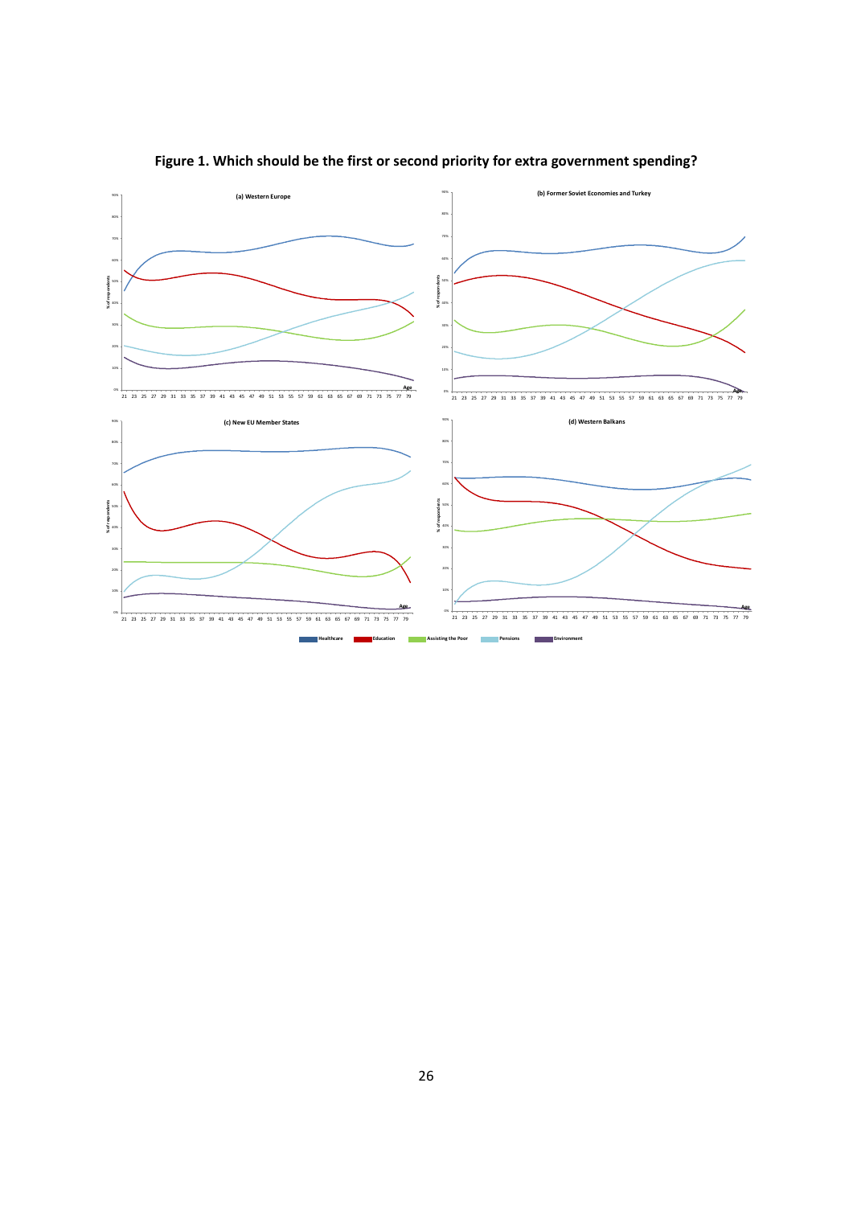**Figure 1. Which should be the first or second priority for extra government spending?**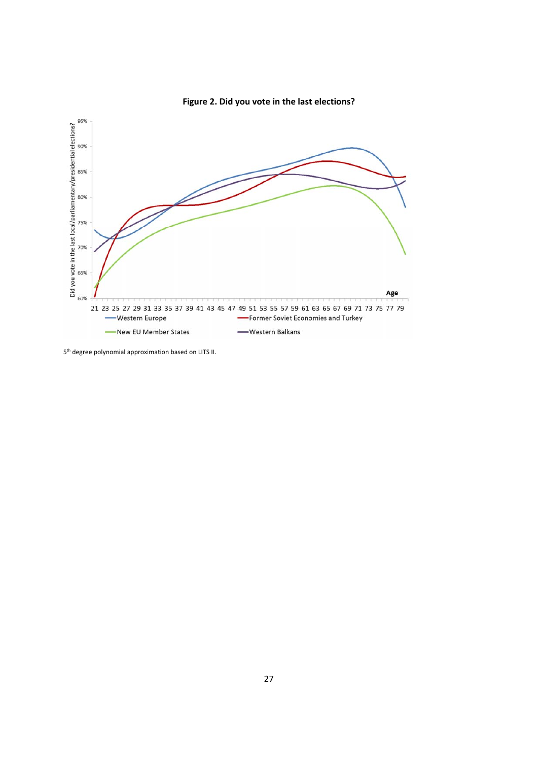**Figure 2. Did you vote in the last elections?**

5[th] degree polynomial approximation based on LITS II.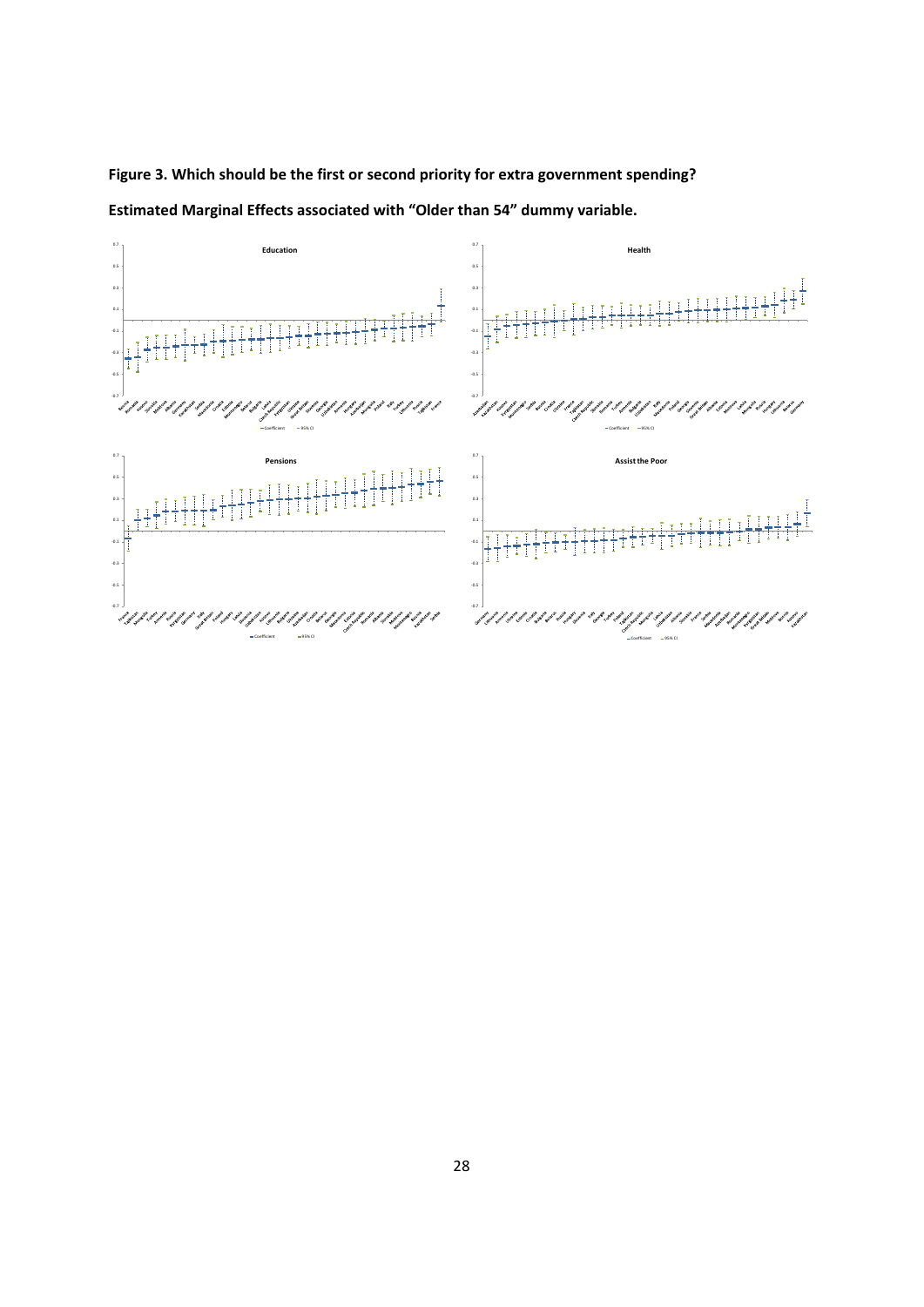**Figure 3. Which should be the first or second priority for extra government spending?**

**Estimated Marginal Effects associated with "Older than 54" dummy variable.**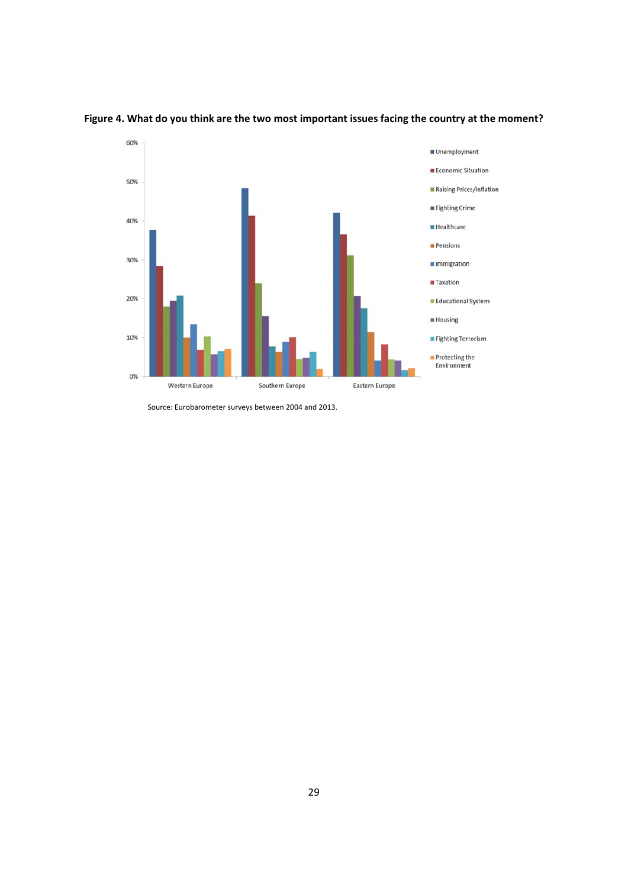**Figure 4. What do you think are the two most important issues facing the country at the moment?**

Source: Eurobarometer surveys between 2004 and 2013.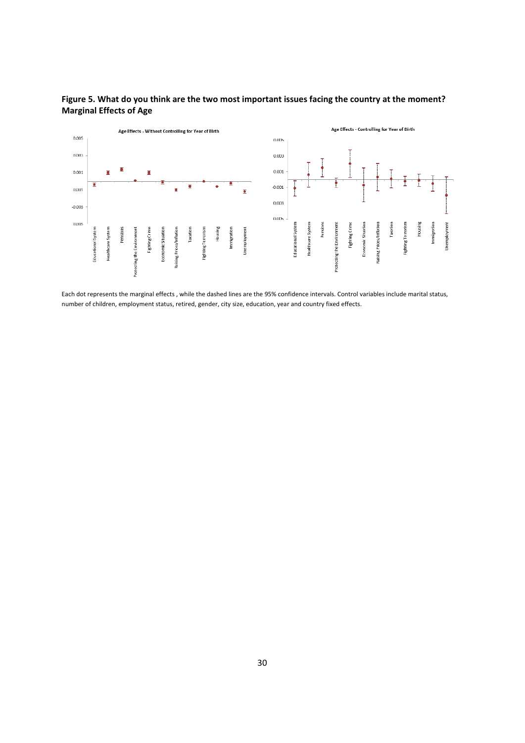**Figure 5. What do you think are the two most important issues facing the country at the moment? Marginal Effects of Age**

Each dot represents the marginal effects , while the dashed lines are the 95% confidence intervals. Control variables include marital status, number of children, employment status, retired, gender, city size, education, year and country fixed effects.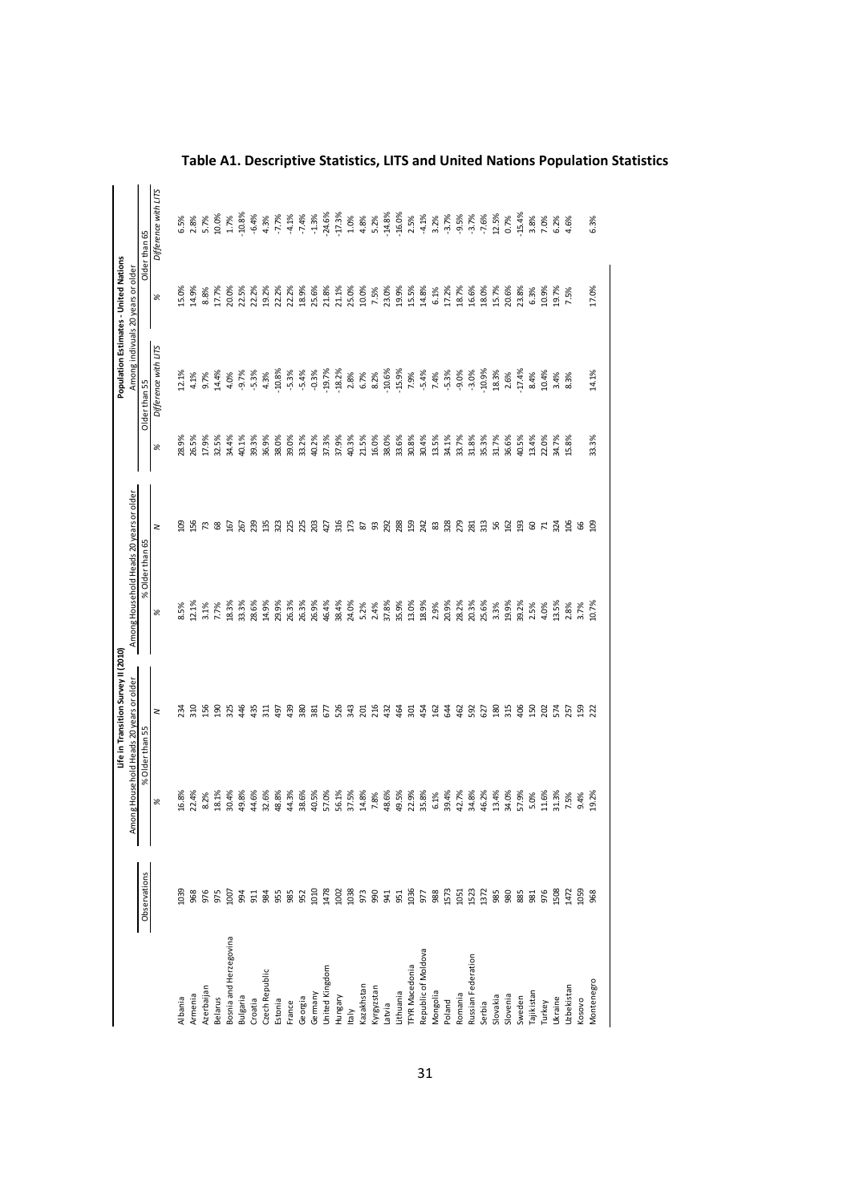# Table A1. Descriptive Statistics, LITS and United Nations Population Statistics

| | | Life in Transition Survey II (2010) | | | | Population Estimates - United Nations | | | |
|---|---|---|---|---|---|---|---|---|---|
| | | Among Household Heads 20 years or older | | | | Among Indivuals 20 years or older | | | |
| | Observations | % Older than 55 | | % Older than 65 | | Older than 55 | | Older than 65 | |
| | | % | N | % | N | % | *Difference with LITS* | % | *Difference with LITS* |
| Albania | 1039 | 16.8% | 234 | 8.5% | 109 | 28.9% | 12.1% | 15.0% | 6.5% |
| Armenia | 968 | 22.4% | 310 | 12.1% | 156 | 26.5% | 4.1% | 14.9% | 2.8% |
| Azerbaijan | 976 | 8.2% | 156 | 3.1% | 73 | 17.9% | 9.7% | 8.8% | 5.7% |
| Belarus | 975 | 18.1% | 190 | 7.7% | 68 | 32.5% | 14.4% | 17.7% | 10.0% |
| Bosnia and Herzegovina | 1007 | 30.4% | 325 | 18.3% | 167 | 34.4% | 4.0% | 20.0% | 1.7% |
| Bulgaria | 994 | 49.8% | 446 | 33.3% | 267 | 40.1% | -9.7% | 22.5% | -10.8% |
| Croatia | 911 | 44.6% | 435 | 28.6% | 239 | 39.3% | -5.3% | 22.2% | -6.4% |
| Czech Republic | 984 | 32.6% | 311 | 14.9% | 135 | 36.9% | 4.3% | 19.2% | 4.3% |
| Estonia | 955 | 48.8% | 497 | 29.9% | 323 | 38.0% | -10.8% | 22.2% | -7.7% |
| France | 985 | 44.3% | 439 | 26.3% | 225 | 39.0% | -5.3% | 22.2% | -4.1% |
| Georgia | 952 | 38.6% | 380 | 26.3% | 225 | 33.2% | -5.4% | 18.9% | -7.4% |
| Germany | 1010 | 40.5% | 381 | 26.9% | 203 | 40.2% | -0.3% | 25.6% | -1.3% |
| United Kingdom | 1478 | 57.0% | 677 | 46.4% | 427 | 37.3% | -19.7% | 21.8% | -24.6% |
| Hungary | 1002 | 56.1% | 526 | 38.4% | 316 | 37.9% | -18.2% | 21.1% | -17.3% |
| Italy | 1038 | 37.5% | 343 | 24.0% | 173 | 40.3% | 2.8% | 25.0% | 1.0% |
| Kazakhstan | 973 | 14.8% | 201 | 5.2% | 87 | 21.5% | 6.7% | 10.0% | 4.8% |
| Kyrgyzstan | 990 | 7.8% | 216 | 2.4% | 93 | 16.0% | 8.2% | 7.5% | 5.2% |
| Latvia | 941 | 48.6% | 432 | 37.8% | 292 | 38.0% | -10.6% | 23.0% | -14.8% |
| Lithuania | 951 | 49.5% | 464 | 35.9% | 288 | 33.6% | -15.9% | 19.9% | -16.0% |
| TFYR Macedonia | 1036 | 22.9% | 301 | 13.0% | 159 | 30.8% | 7.9% | 15.5% | 2.5% |
| Republic of Moldova | 977 | 35.8% | 454 | 18.9% | 242 | 30.4% | -5.4% | 14.8% | -4.1% |
| Mongolia | 988 | 6.1% | 162 | 2.9% | 83 | 13.5% | 7.4% | 6.1% | 3.2% |
| Poland | 1573 | 39.4% | 644 | 20.9% | 328 | 34.1% | -5.3% | 17.2% | -3.7% |
| Romania | 1051 | 42.7% | 462 | 28.2% | 279 | 33.7% | -9.0% | 18.7% | -9.5% |
| Russian Federation | 1523 | 34.8% | 592 | 20.3% | 281 | 31.8% | -3.0% | 16.6% | -3.7% |
| Serbia | 1372 | 46.2% | 627 | 25.6% | 313 | 35.3% | -10.9% | 18.0% | -7.6% |
| Slovakia | 985 | 13.4% | 180 | 3.3% | 56 | 31.7% | 18.3% | 15.7% | 12.5% |
| Slovenia | 980 | 34.0% | 315 | 19.9% | 162 | 36.6% | 2.6% | 20.6% | 0.7% |
| Sweden | 885 | 57.9% | 406 | 39.2% | 193 | 40.5% | -17.4% | 23.8% | -15.4% |
| Tajikistan | 981 | 5.0% | 150 | 2.5% | 60 | 13.4% | 8.4% | 6.3% | 3.8% |
| Turkey | 976 | 11.6% | 202 | 4.0% | 71 | 22.0% | 10.4% | 10.9% | 7.0% |
| Ukraine | 1508 | 31.3% | 574 | 13.5% | 324 | 34.7% | 3.4% | 19.7% | 6.2% |
| Uzbekistan | 1472 | 7.5% | 257 | 2.8% | 106 | 15.8% | 8.3% | 7.5% | 4.6% |
| Kosovo | 1059 | 9.4% | 159 | 3.7% | 66 | | | | |
| Montenegro | 968 | 19.2% | 222 | 10.7% | 109 | 33.3% | 14.1% | 17.0% | 6.3% |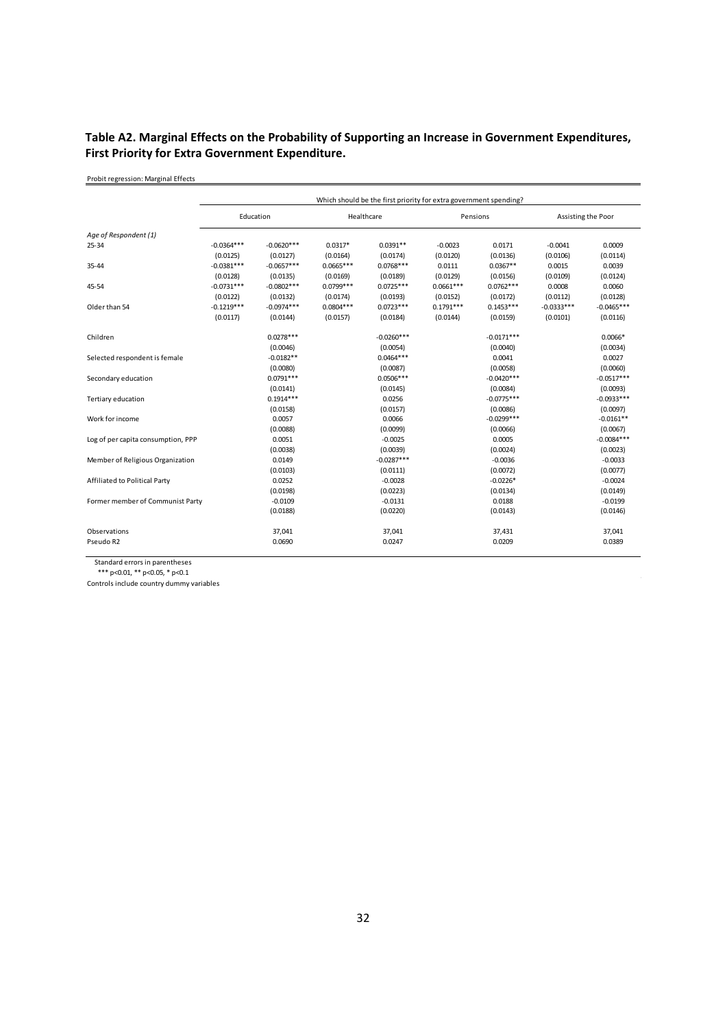## Table A2. Marginal Effects on the Probability of Supporting an Increase in Government Expenditures, First Priority for Extra Government Expenditure.

Probit regression: Marginal Effects

| | Which should be the first priority for extra government spending? | | | | | | | |
|---|---|---|---|---|---|---|---|---|
| | Education | | Healthcare | | Pensions | | Assisting the Poor | |
| *Age of Respondent (1)* | | | | | | | | |
| 25-34 | -0.0364*** | -0.0620*** | 0.0317* | 0.0391** | -0.0023 | 0.0171 | -0.0041 | 0.0009 |
| | (0.0125) | (0.0127) | (0.0164) | (0.0174) | (0.0120) | (0.0136) | (0.0106) | (0.0114) |
| 35-44 | -0.0381*** | -0.0657*** | 0.0665*** | 0.0768*** | 0.0111 | 0.0367** | 0.0015 | 0.0039 |
| | (0.0128) | (0.0135) | (0.0169) | (0.0189) | (0.0129) | (0.0156) | (0.0109) | (0.0124) |
| 45-54 | -0.0731*** | -0.0802*** | 0.0799*** | 0.0725*** | 0.0661*** | 0.0762*** | 0.0008 | 0.0060 |
| | (0.0122) | (0.0132) | (0.0174) | (0.0193) | (0.0152) | (0.0172) | (0.0112) | (0.0128) |
| Older than 54 | -0.1219*** | -0.0974*** | 0.0804*** | 0.0723*** | 0.1791*** | 0.1453*** | -0.0333*** | -0.0465*** |
| | (0.0117) | (0.0144) | (0.0157) | (0.0184) | (0.0144) | (0.0159) | (0.0101) | (0.0116) |
| Children | | 0.0278*** | | -0.0260*** | | -0.0171*** | | 0.0066* |
| | | (0.0046) | | (0.0054) | | (0.0040) | | (0.0034) |
| Selected respondent is female | | -0.0182** | | 0.0464*** | | 0.0041 | | 0.0027 |
| | | (0.0080) | | (0.0087) | | (0.0058) | | (0.0060) |
| Secondary education | | 0.0791*** | | 0.0506*** | | -0.0420*** | | -0.0517*** |
| | | (0.0141) | | (0.0145) | | (0.0084) | | (0.0093) |
| Tertiary education | | 0.1914*** | | 0.0256 | | -0.0775*** | | -0.0933*** |
| | | (0.0158) | | (0.0157) | | (0.0086) | | (0.0097) |
| Work for income | | 0.0057 | | 0.0066 | | -0.0299*** | | -0.0161** |
| | | (0.0088) | | (0.0099) | | (0.0066) | | (0.0067) |
| Log of per capita consumption, PPP | | 0.0051 | | -0.0025 | | 0.0005 | | -0.0084*** |
| | | (0.0038) | | (0.0039) | | (0.0024) | | (0.0023) |
| Member of Religious Organization | | 0.0149 | | -0.0287*** | | -0.0036 | | -0.0033 |
| | | (0.0103) | | (0.0111) | | (0.0072) | | (0.0077) |
| Affiliated to Political Party | | 0.0252 | | -0.0028 | | -0.0226* | | -0.0024 |
| | | (0.0198) | | (0.0223) | | (0.0134) | | (0.0149) |
| Former member of Communist Party | | -0.0109 | | -0.0131 | | 0.0188 | | -0.0199 |
| | | (0.0188) | | (0.0220) | | (0.0143) | | (0.0146) |
| Observations | | 37,041 | | 37,041 | | 37,431 | | 37,041 |
| Pseudo R2 | | 0.0690 | | 0.0247 | | 0.0209 | | 0.0389 |

Standard errors in parentheses
*** p<0.01, ** p<0.05, * p<0.1
Controls include country dummy variables